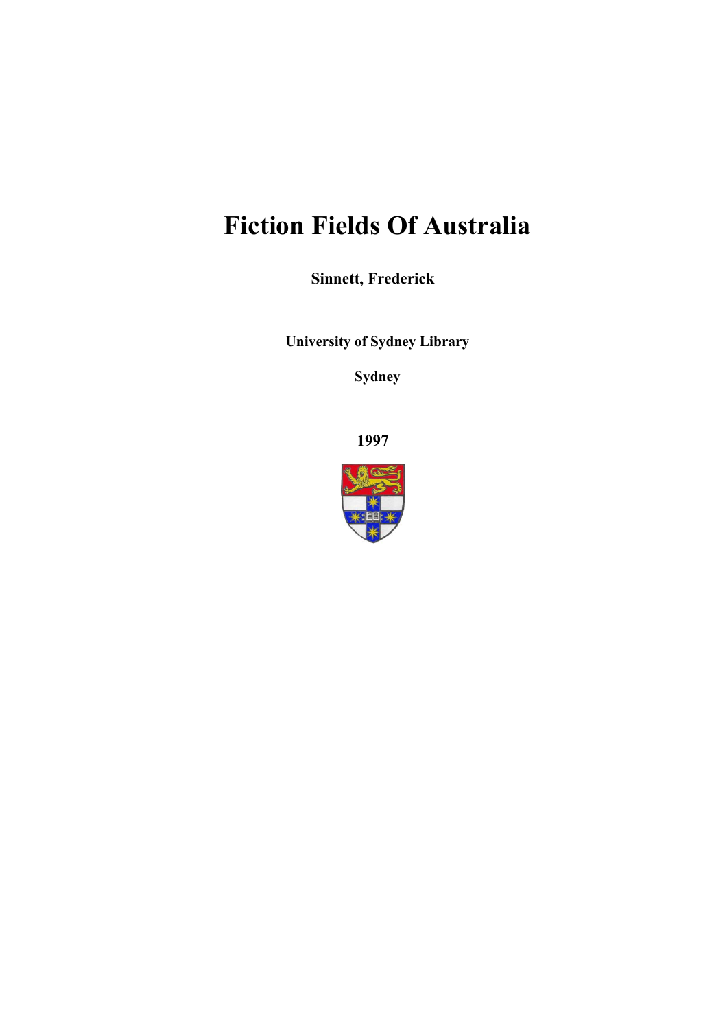# Fiction Fields Of Australia

**Sinnett, Frederick**

**University of Sydney Library**

**Sydney**

**1997**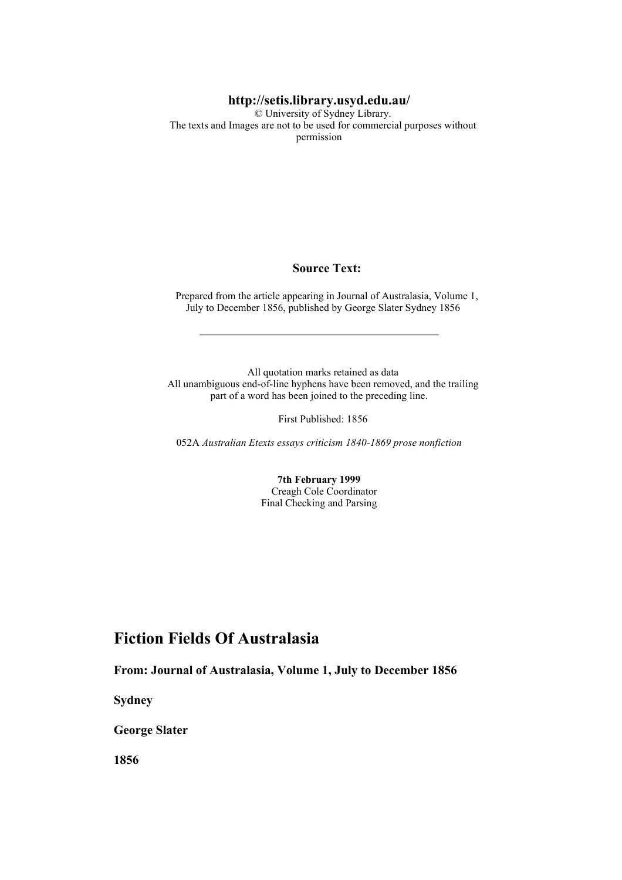**http://setis.library.usyd.edu.au/**
© University of Sydney Library.
The texts and Images are not to be used for commercial purposes without permission

**Source Text:**

Prepared from the article appearing in Journal of Australasia, Volume 1, July to December 1856, published by George Slater Sydney 1856

---

All quotation marks retained as data
All unambiguous end-of-line hyphens have been removed, and the trailing part of a word has been joined to the preceding line.

First Published: 1856

052A *Australian Etexts essays criticism 1840-1869 prose nonfiction*

**7th February 1999**
Creagh Cole Coordinator
Final Checking and Parsing

# Fiction Fields Of Australasia

**From: Journal of Australasia, Volume 1, July to December 1856**

**Sydney**

**George Slater**

**1856**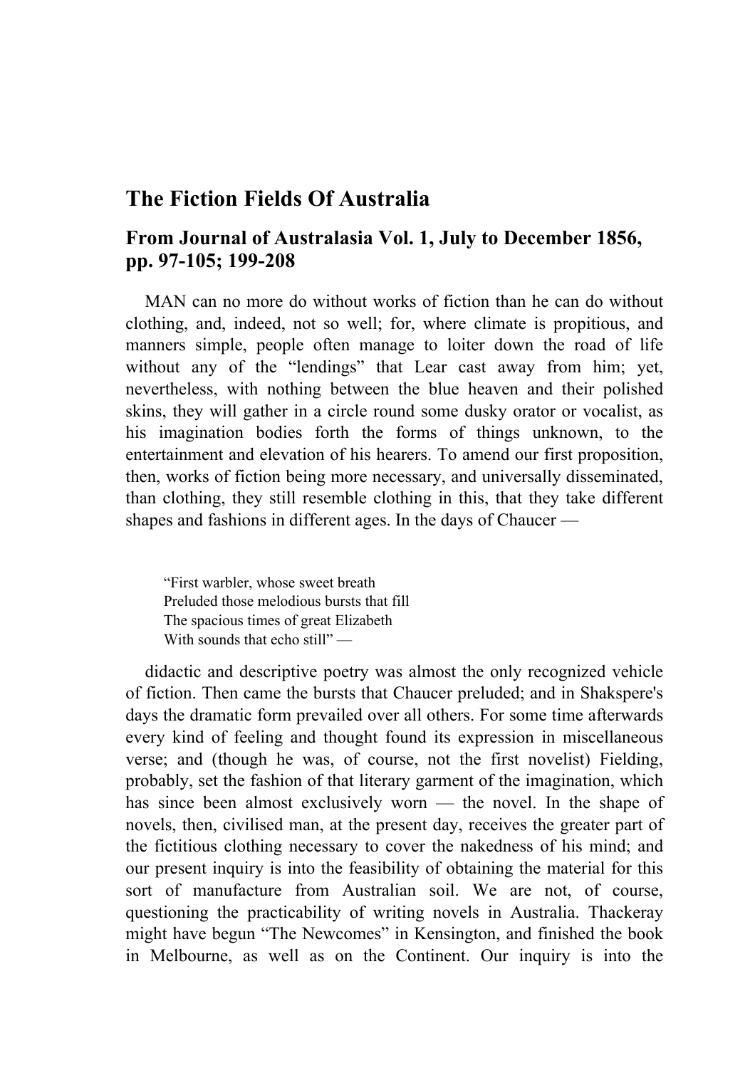# The Fiction Fields Of Australia

## From Journal of Australasia Vol. 1, July to December 1856, pp. 97-105; 199-208

MAN can no more do without works of fiction than he can do without clothing, and, indeed, not so well; for, where climate is propitious, and manners simple, people often manage to loiter down the road of life without any of the "lendings" that Lear cast away from him; yet, nevertheless, with nothing between the blue heaven and their polished skins, they will gather in a circle round some dusky orator or vocalist, as his imagination bodies forth the forms of things unknown, to the entertainment and elevation of his hearers. To amend our first proposition, then, works of fiction being more necessary, and universally disseminated, than clothing, they still resemble clothing in this, that they take different shapes and fashions in different ages. In the days of Chaucer —

> "First warbler, whose sweet breath
> Preluded those melodious bursts that fill
> The spacious times of great Elizabeth
> With sounds that echo still" —

didactic and descriptive poetry was almost the only recognized vehicle of fiction. Then came the bursts that Chaucer preluded; and in Shakspere's days the dramatic form prevailed over all others. For some time afterwards every kind of feeling and thought found its expression in miscellaneous verse; and (though he was, of course, not the first novelist) Fielding, probably, set the fashion of that literary garment of the imagination, which has since been almost exclusively worn — the novel. In the shape of novels, then, civilised man, at the present day, receives the greater part of the fictitious clothing necessary to cover the nakedness of his mind; and our present inquiry is into the feasibility of obtaining the material for this sort of manufacture from Australian soil. We are not, of course, questioning the practicability of writing novels in Australia. Thackeray might have begun "The Newcomes" in Kensington, and finished the book in Melbourne, as well as on the Continent. Our inquiry is into the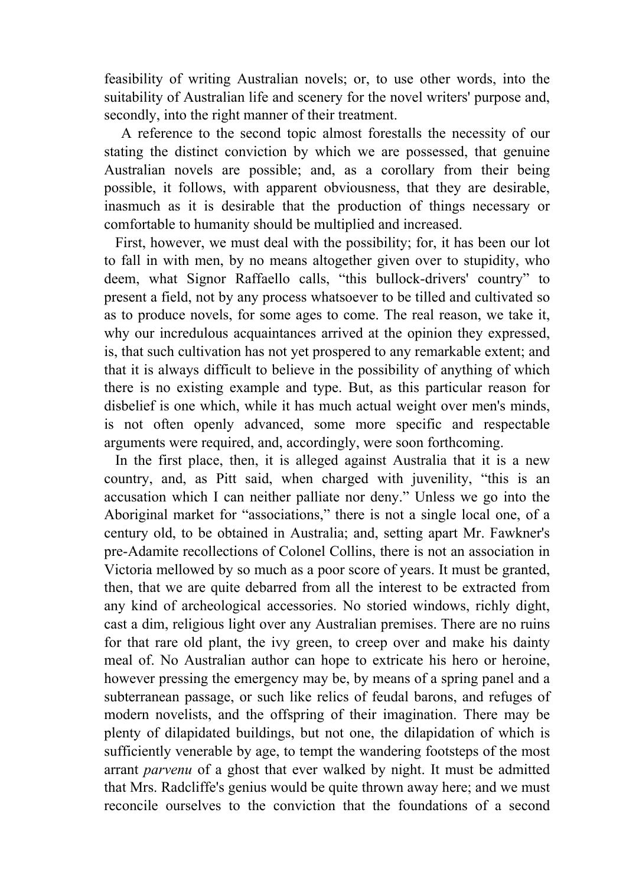feasibility of writing Australian novels; or, to use other words, into the suitability of Australian life and scenery for the novel writers' purpose and, secondly, into the right manner of their treatment.

A reference to the second topic almost forestalls the necessity of our stating the distinct conviction by which we are possessed, that genuine Australian novels are possible; and, as a corollary from their being possible, it follows, with apparent obviousness, that they are desirable, inasmuch as it is desirable that the production of things necessary or comfortable to humanity should be multiplied and increased.

First, however, we must deal with the possibility; for, it has been our lot to fall in with men, by no means altogether given over to stupidity, who deem, what Signor Raffaello calls, "this bullock-drivers' country" to present a field, not by any process whatsoever to be tilled and cultivated so as to produce novels, for some ages to come. The real reason, we take it, why our incredulous acquaintances arrived at the opinion they expressed, is, that such cultivation has not yet prospered to any remarkable extent; and that it is always difficult to believe in the possibility of anything of which there is no existing example and type. But, as this particular reason for disbelief is one which, while it has much actual weight over men's minds, is not often openly advanced, some more specific and respectable arguments were required, and, accordingly, were soon forthcoming.

In the first place, then, it is alleged against Australia that it is a new country, and, as Pitt said, when charged with juvenility, "this is an accusation which I can neither palliate nor deny." Unless we go into the Aboriginal market for "associations," there is not a single local one, of a century old, to be obtained in Australia; and, setting apart Mr. Fawkner's pre-Adamite recollections of Colonel Collins, there is not an association in Victoria mellowed by so much as a poor score of years. It must be granted, then, that we are quite debarred from all the interest to be extracted from any kind of archeological accessories. No storied windows, richly dight, cast a dim, religious light over any Australian premises. There are no ruins for that rare old plant, the ivy green, to creep over and make his dainty meal of. No Australian author can hope to extricate his hero or heroine, however pressing the emergency may be, by means of a spring panel and a subterranean passage, or such like relics of feudal barons, and refuges of modern novelists, and the offspring of their imagination. There may be plenty of dilapidated buildings, but not one, the dilapidation of which is sufficiently venerable by age, to tempt the wandering footsteps of the most arrant *parvenu* of a ghost that ever walked by night. It must be admitted that Mrs. Radcliffe's genius would be quite thrown away here; and we must reconcile ourselves to the conviction that the foundations of a second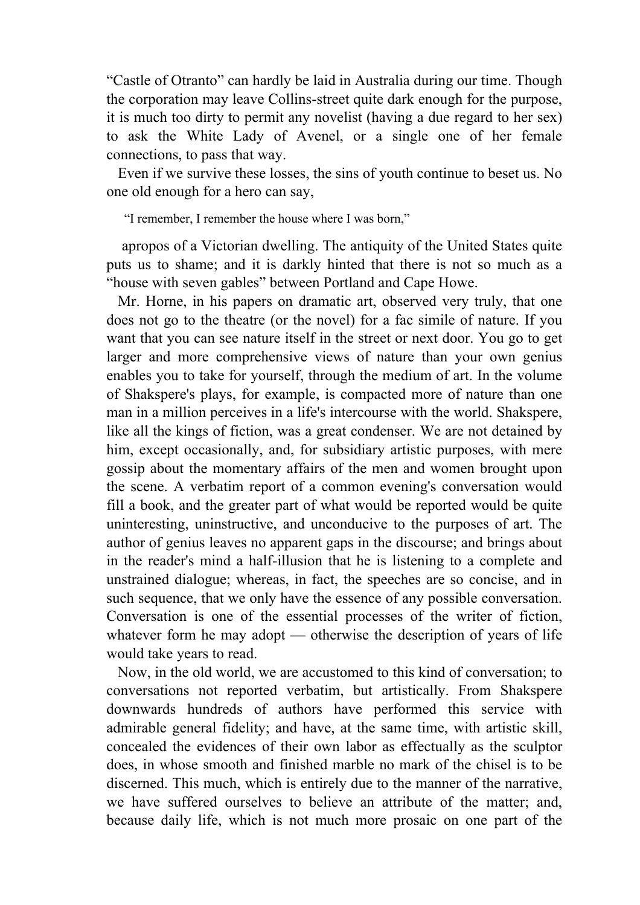“Castle of Otranto” can hardly be laid in Australia during our time. Though the corporation may leave Collins-street quite dark enough for the purpose, it is much too dirty to permit any novelist (having a due regard to her sex) to ask the White Lady of Avenel, or a single one of her female connections, to pass that way.

Even if we survive these losses, the sins of youth continue to beset us. No one old enough for a hero can say,

> “I remember, I remember the house where I was born,”

apropos of a Victorian dwelling. The antiquity of the United States quite puts us to shame; and it is darkly hinted that there is not so much as a “house with seven gables” between Portland and Cape Howe.

Mr. Horne, in his papers on dramatic art, observed very truly, that one does not go to the theatre (or the novel) for a fac simile of nature. If you want that you can see nature itself in the street or next door. You go to get larger and more comprehensive views of nature than your own genius enables you to take for yourself, through the medium of art. In the volume of Shakspere's plays, for example, is compacted more of nature than one man in a million perceives in a life's intercourse with the world. Shakspere, like all the kings of fiction, was a great condenser. We are not detained by him, except occasionally, and, for subsidiary artistic purposes, with mere gossip about the momentary affairs of the men and women brought upon the scene. A verbatim report of a common evening's conversation would fill a book, and the greater part of what would be reported would be quite uninteresting, uninstructive, and unconducive to the purposes of art. The author of genius leaves no apparent gaps in the discourse; and brings about in the reader's mind a half-illusion that he is listening to a complete and unstrained dialogue; whereas, in fact, the speeches are so concise, and in such sequence, that we only have the essence of any possible conversation. Conversation is one of the essential processes of the writer of fiction, whatever form he may adopt — otherwise the description of years of life would take years to read.

Now, in the old world, we are accustomed to this kind of conversation; to conversations not reported verbatim, but artistically. From Shakspere downwards hundreds of authors have performed this service with admirable general fidelity; and have, at the same time, with artistic skill, concealed the evidences of their own labor as effectually as the sculptor does, in whose smooth and finished marble no mark of the chisel is to be discerned. This much, which is entirely due to the manner of the narrative, we have suffered ourselves to believe an attribute of the matter; and, because daily life, which is not much more prosaic on one part of the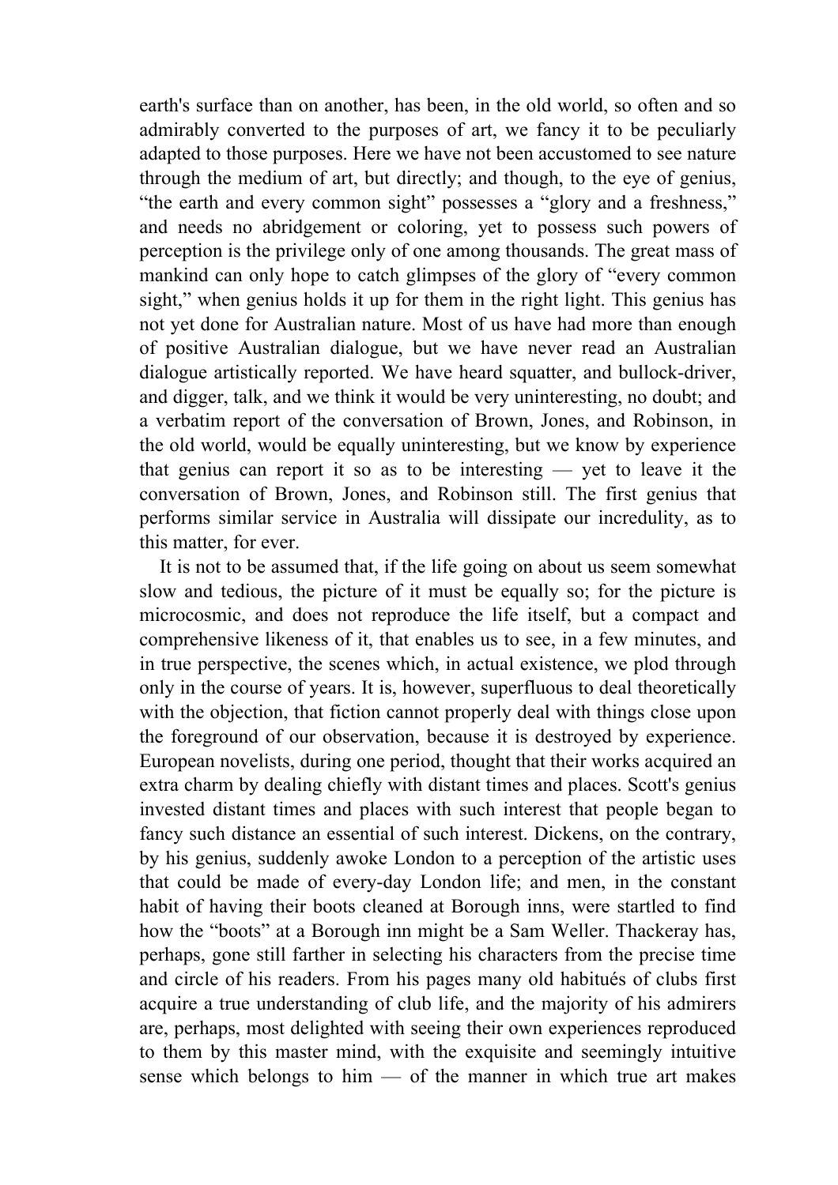earth's surface than on another, has been, in the old world, so often and so admirably converted to the purposes of art, we fancy it to be peculiarly adapted to those purposes. Here we have not been accustomed to see nature through the medium of art, but directly; and though, to the eye of genius, "the earth and every common sight" possesses a "glory and a freshness," and needs no abridgement or coloring, yet to possess such powers of perception is the privilege only of one among thousands. The great mass of mankind can only hope to catch glimpses of the glory of "every common sight," when genius holds it up for them in the right light. This genius has not yet done for Australian nature. Most of us have had more than enough of positive Australian dialogue, but we have never read an Australian dialogue artistically reported. We have heard squatter, and bullock-driver, and digger, talk, and we think it would be very uninteresting, no doubt; and a verbatim report of the conversation of Brown, Jones, and Robinson, in the old world, would be equally uninteresting, but we know by experience that genius can report it so as to be interesting — yet to leave it the conversation of Brown, Jones, and Robinson still. The first genius that performs similar service in Australia will dissipate our incredulity, as to this matter, for ever.

It is not to be assumed that, if the life going on about us seem somewhat slow and tedious, the picture of it must be equally so; for the picture is microcosmic, and does not reproduce the life itself, but a compact and comprehensive likeness of it, that enables us to see, in a few minutes, and in true perspective, the scenes which, in actual existence, we plod through only in the course of years. It is, however, superfluous to deal theoretically with the objection, that fiction cannot properly deal with things close upon the foreground of our observation, because it is destroyed by experience. European novelists, during one period, thought that their works acquired an extra charm by dealing chiefly with distant times and places. Scott's genius invested distant times and places with such interest that people began to fancy such distance an essential of such interest. Dickens, on the contrary, by his genius, suddenly awoke London to a perception of the artistic uses that could be made of every-day London life; and men, in the constant habit of having their boots cleaned at Borough inns, were startled to find how the "boots" at a Borough inn might be a Sam Weller. Thackeray has, perhaps, gone still farther in selecting his characters from the precise time and circle of his readers. From his pages many old habitués of clubs first acquire a true understanding of club life, and the majority of his admirers are, perhaps, most delighted with seeing their own experiences reproduced to them by this master mind, with the exquisite and seemingly intuitive sense which belongs to him — of the manner in which true art makes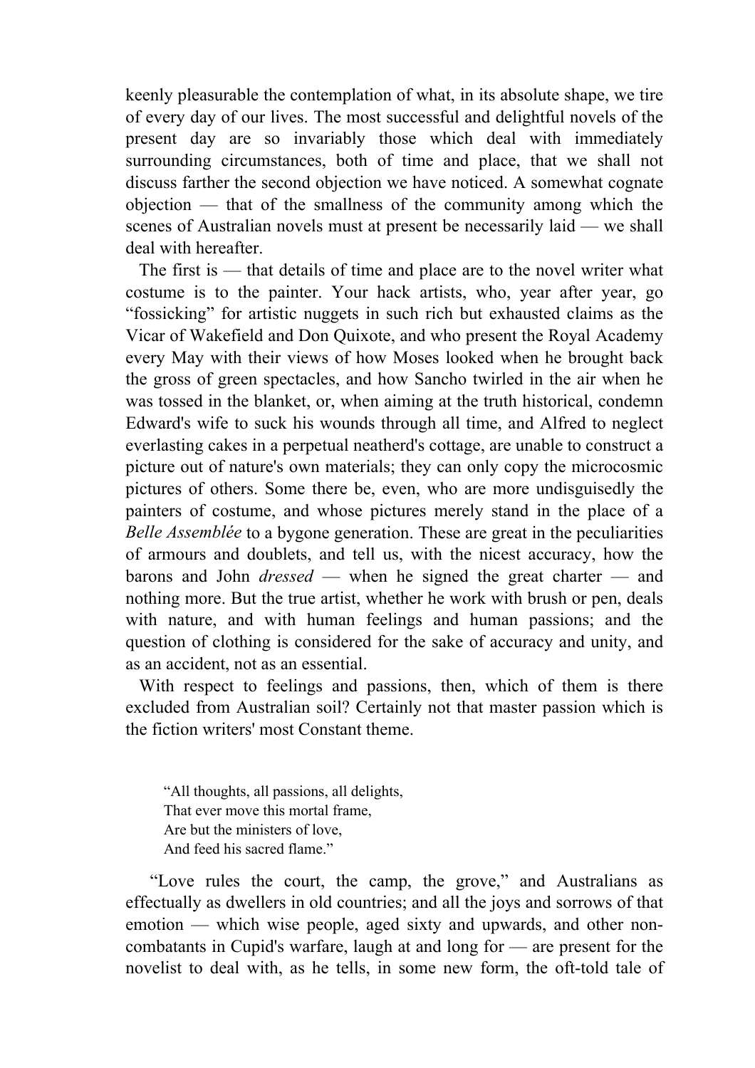keenly pleasurable the contemplation of what, in its absolute shape, we tire of every day of our lives. The most successful and delightful novels of the present day are so invariably those which deal with immediately surrounding circumstances, both of time and place, that we shall not discuss farther the second objection we have noticed. A somewhat cognate objection — that of the smallness of the community among which the scenes of Australian novels must at present be necessarily laid — we shall deal with hereafter.

The first is — that details of time and place are to the novel writer what costume is to the painter. Your hack artists, who, year after year, go "fossicking" for artistic nuggets in such rich but exhausted claims as the Vicar of Wakefield and Don Quixote, and who present the Royal Academy every May with their views of how Moses looked when he brought back the gross of green spectacles, and how Sancho twirled in the air when he was tossed in the blanket, or, when aiming at the truth historical, condemn Edward's wife to suck his wounds through all time, and Alfred to neglect everlasting cakes in a perpetual neatherd's cottage, are unable to construct a picture out of nature's own materials; they can only copy the microcosmic pictures of others. Some there be, even, who are more undisguisedly the painters of costume, and whose pictures merely stand in the place of a *Belle Assemblée* to a bygone generation. These are great in the peculiarities of armours and doublets, and tell us, with the nicest accuracy, how the barons and John *dressed* — when he signed the great charter — and nothing more. But the true artist, whether he work with brush or pen, deals with nature, and with human feelings and human passions; and the question of clothing is considered for the sake of accuracy and unity, and as an accident, not as an essential.

With respect to feelings and passions, then, which of them is there excluded from Australian soil? Certainly not that master passion which is the fiction writers' most Constant theme.

> "All thoughts, all passions, all delights,
> That ever move this mortal frame,
> Are but the ministers of love,
> And feed his sacred flame."

"Love rules the court, the camp, the grove," and Australians as effectually as dwellers in old countries; and all the joys and sorrows of that emotion — which wise people, aged sixty and upwards, and other non-combatants in Cupid's warfare, laugh at and long for — are present for the novelist to deal with, as he tells, in some new form, the oft-told tale of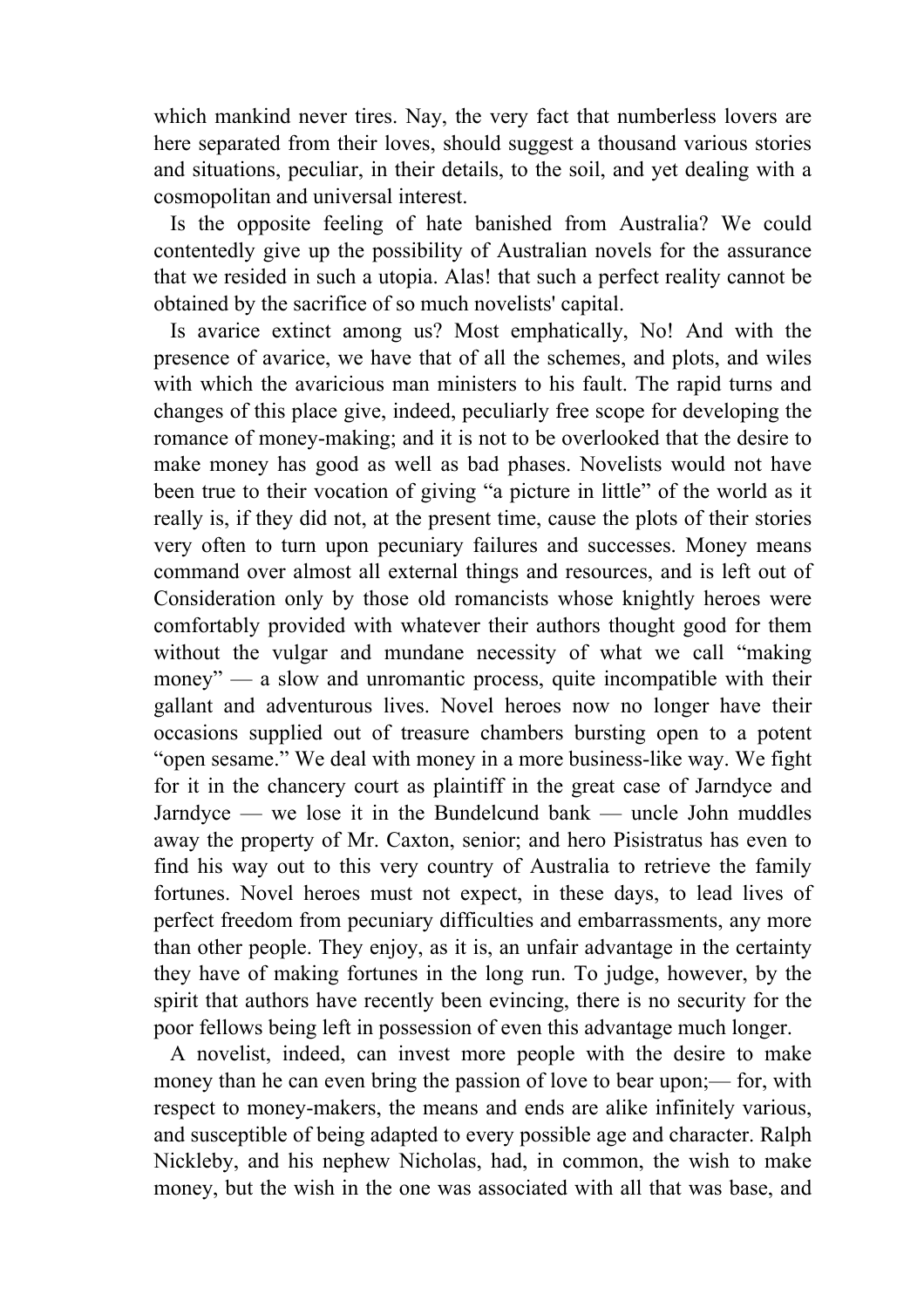which mankind never tires. Nay, the very fact that numberless lovers are here separated from their loves, should suggest a thousand various stories and situations, peculiar, in their details, to the soil, and yet dealing with a cosmopolitan and universal interest.

Is the opposite feeling of hate banished from Australia? We could contentedly give up the possibility of Australian novels for the assurance that we resided in such a utopia. Alas! that such a perfect reality cannot be obtained by the sacrifice of so much novelists' capital.

Is avarice extinct among us? Most emphatically, No! And with the presence of avarice, we have that of all the schemes, and plots, and wiles with which the avaricious man ministers to his fault. The rapid turns and changes of this place give, indeed, peculiarly free scope for developing the romance of money-making; and it is not to be overlooked that the desire to make money has good as well as bad phases. Novelists would not have been true to their vocation of giving “a picture in little” of the world as it really is, if they did not, at the present time, cause the plots of their stories very often to turn upon pecuniary failures and successes. Money means command over almost all external things and resources, and is left out of Consideration only by those old romancists whose knightly heroes were comfortably provided with whatever their authors thought good for them without the vulgar and mundane necessity of what we call “making money” — a slow and unromantic process, quite incompatible with their gallant and adventurous lives. Novel heroes now no longer have their occasions supplied out of treasure chambers bursting open to a potent “open sesame.” We deal with money in a more business-like way. We fight for it in the chancery court as plaintiff in the great case of Jarndyce and Jarndyce — we lose it in the Bundelcund bank — uncle John muddles away the property of Mr. Caxton, senior; and hero Pisistratus has even to find his way out to this very country of Australia to retrieve the family fortunes. Novel heroes must not expect, in these days, to lead lives of perfect freedom from pecuniary difficulties and embarrassments, any more than other people. They enjoy, as it is, an unfair advantage in the certainty they have of making fortunes in the long run. To judge, however, by the spirit that authors have recently been evincing, there is no security for the poor fellows being left in possession of even this advantage much longer.

A novelist, indeed, can invest more people with the desire to make money than he can even bring the passion of love to bear upon;— for, with respect to money-makers, the means and ends are alike infinitely various, and susceptible of being adapted to every possible age and character. Ralph Nickleby, and his nephew Nicholas, had, in common, the wish to make money, but the wish in the one was associated with all that was base, and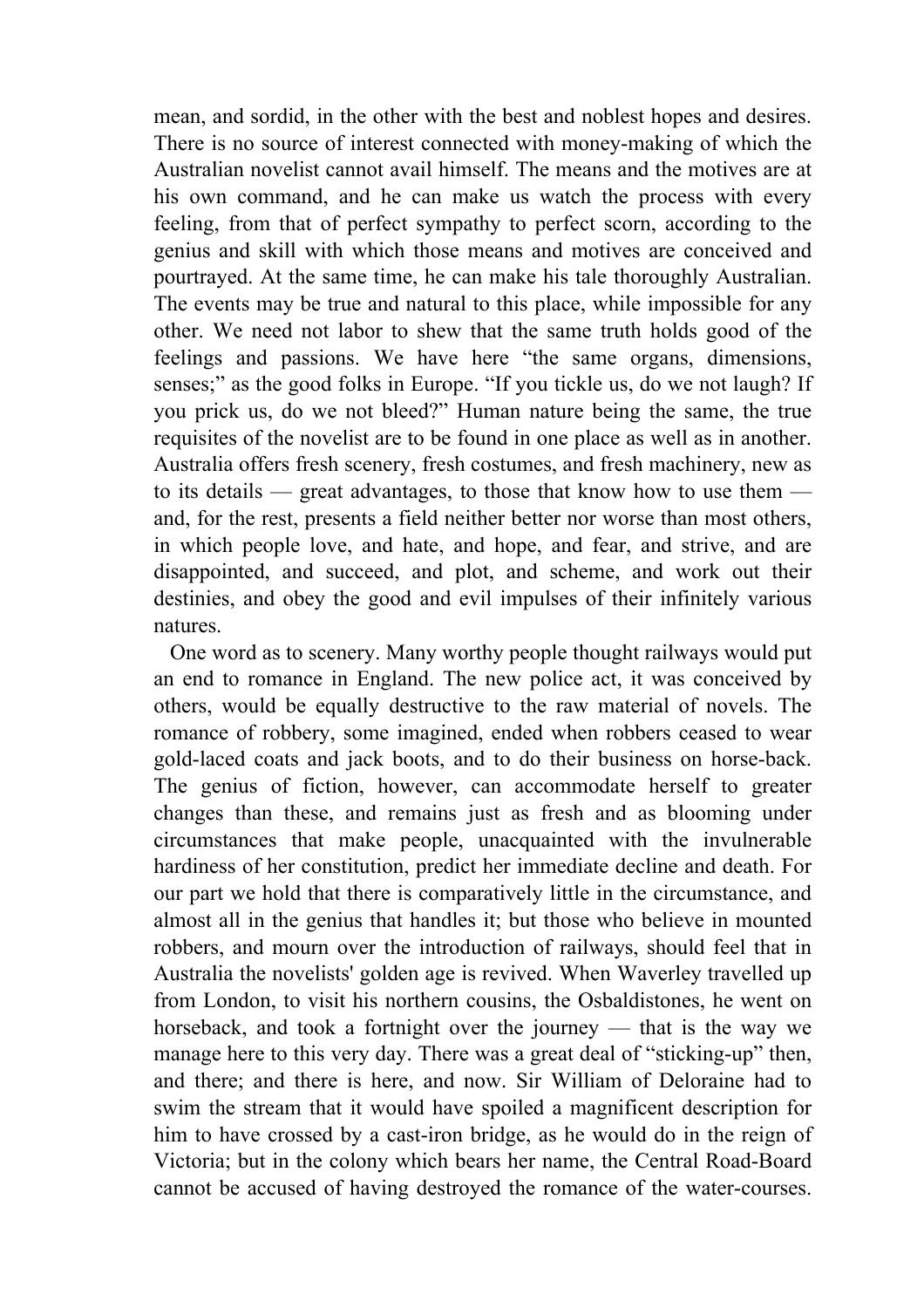mean, and sordid, in the other with the best and noblest hopes and desires. There is no source of interest connected with money-making of which the Australian novelist cannot avail himself. The means and the motives are at his own command, and he can make us watch the process with every feeling, from that of perfect sympathy to perfect scorn, according to the genius and skill with which those means and motives are conceived and pourtrayed. At the same time, he can make his tale thoroughly Australian. The events may be true and natural to this place, while impossible for any other. We need not labor to shew that the same truth holds good of the feelings and passions. We have here "the same organs, dimensions, senses;" as the good folks in Europe. "If you tickle us, do we not laugh? If you prick us, do we not bleed?" Human nature being the same, the true requisites of the novelist are to be found in one place as well as in another. Australia offers fresh scenery, fresh costumes, and fresh machinery, new as to its details — great advantages, to those that know how to use them — and, for the rest, presents a field neither better nor worse than most others, in which people love, and hate, and hope, and fear, and strive, and are disappointed, and succeed, and plot, and scheme, and work out their destinies, and obey the good and evil impulses of their infinitely various natures.

One word as to scenery. Many worthy people thought railways would put an end to romance in England. The new police act, it was conceived by others, would be equally destructive to the raw material of novels. The romance of robbery, some imagined, ended when robbers ceased to wear gold-laced coats and jack boots, and to do their business on horse-back. The genius of fiction, however, can accommodate herself to greater changes than these, and remains just as fresh and as blooming under circumstances that make people, unacquainted with the invulnerable hardiness of her constitution, predict her immediate decline and death. For our part we hold that there is comparatively little in the circumstance, and almost all in the genius that handles it; but those who believe in mounted robbers, and mourn over the introduction of railways, should feel that in Australia the novelists' golden age is revived. When Waverley travelled up from London, to visit his northern cousins, the Osbaldistones, he went on horseback, and took a fortnight over the journey — that is the way we manage here to this very day. There was a great deal of "sticking-up" then, and there; and there is here, and now. Sir William of Deloraine had to swim the stream that it would have spoiled a magnificent description for him to have crossed by a cast-iron bridge, as he would do in the reign of Victoria; but in the colony which bears her name, the Central Road-Board cannot be accused of having destroyed the romance of the water-courses.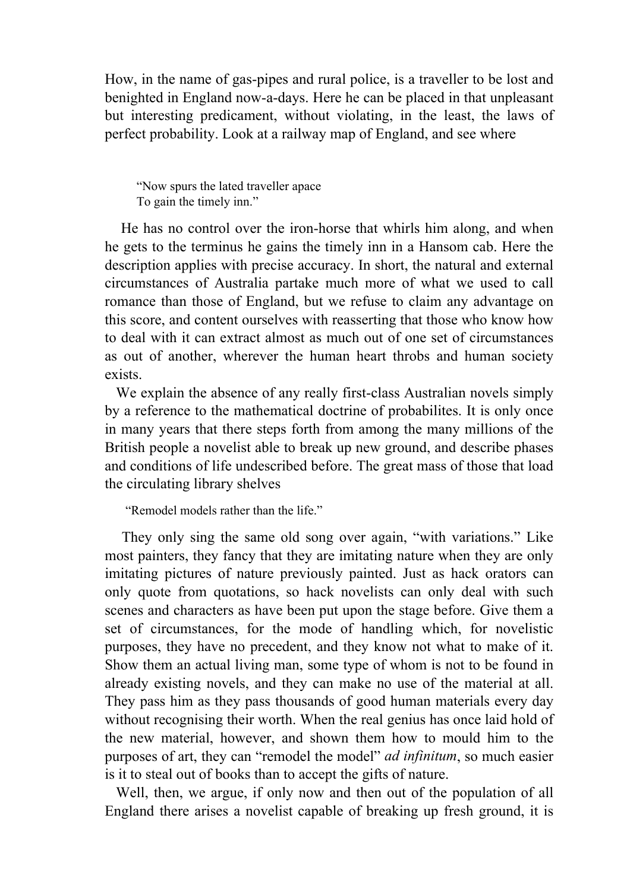How, in the name of gas-pipes and rural police, is a traveller to be lost and benighted in England now-a-days. Here he can be placed in that unpleasant but interesting predicament, without violating, in the least, the laws of perfect probability. Look at a railway map of England, and see where

> "Now spurs the lated traveller apace
> To gain the timely inn."

He has no control over the iron-horse that whirls him along, and when he gets to the terminus he gains the timely inn in a Hansom cab. Here the description applies with precise accuracy. In short, the natural and external circumstances of Australia partake much more of what we used to call romance than those of England, but we refuse to claim any advantage on this score, and content ourselves with reasserting that those who know how to deal with it can extract almost as much out of one set of circumstances as out of another, wherever the human heart throbs and human society exists.

We explain the absence of any really first-class Australian novels simply by a reference to the mathematical doctrine of probabilites. It is only once in many years that there steps forth from among the many millions of the British people a novelist able to break up new ground, and describe phases and conditions of life undescribed before. The great mass of those that load the circulating library shelves

> "Remodel models rather than the life."

They only sing the same old song over again, "with variations." Like most painters, they fancy that they are imitating nature when they are only imitating pictures of nature previously painted. Just as hack orators can only quote from quotations, so hack novelists can only deal with such scenes and characters as have been put upon the stage before. Give them a set of circumstances, for the mode of handling which, for novelistic purposes, they have no precedent, and they know not what to make of it. Show them an actual living man, some type of whom is not to be found in already existing novels, and they can make no use of the material at all. They pass him as they pass thousands of good human materials every day without recognising their worth. When the real genius has once laid hold of the new material, however, and shown them how to mould him to the purposes of art, they can "remodel the model" *ad infinitum*, so much easier is it to steal out of books than to accept the gifts of nature.

Well, then, we argue, if only now and then out of the population of all England there arises a novelist capable of breaking up fresh ground, it is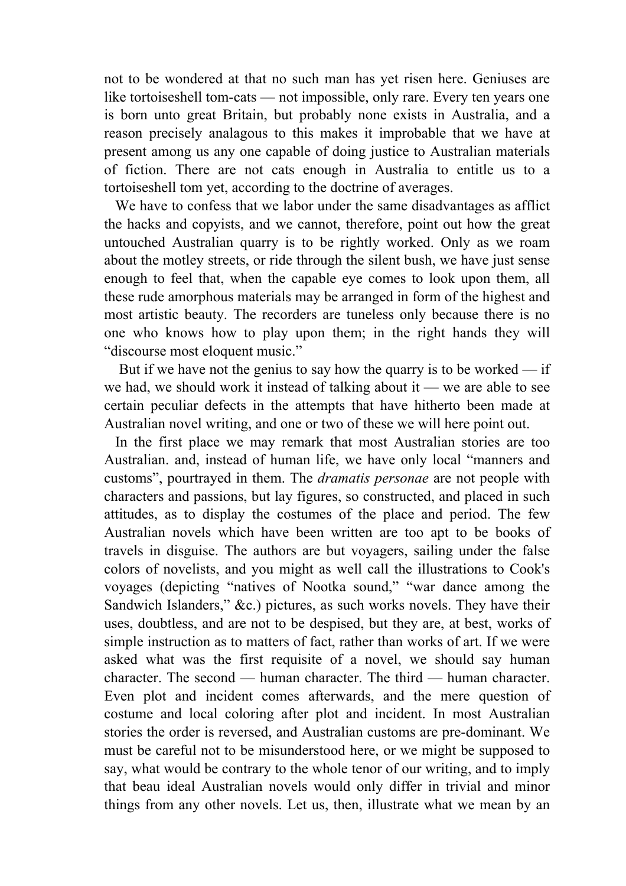not to be wondered at that no such man has yet risen here. Geniuses are like tortoiseshell tom-cats — not impossible, only rare. Every ten years one is born unto great Britain, but probably none exists in Australia, and a reason precisely analagous to this makes it improbable that we have at present among us any one capable of doing justice to Australian materials of fiction. There are not cats enough in Australia to entitle us to a tortoiseshell tom yet, according to the doctrine of averages.

We have to confess that we labor under the same disadvantages as afflict the hacks and copyists, and we cannot, therefore, point out how the great untouched Australian quarry is to be rightly worked. Only as we roam about the motley streets, or ride through the silent bush, we have just sense enough to feel that, when the capable eye comes to look upon them, all these rude amorphous materials may be arranged in form of the highest and most artistic beauty. The recorders are tuneless only because there is no one who knows how to play upon them; in the right hands they will "discourse most eloquent music."

But if we have not the genius to say how the quarry is to be worked — if we had, we should work it instead of talking about it — we are able to see certain peculiar defects in the attempts that have hitherto been made at Australian novel writing, and one or two of these we will here point out.

In the first place we may remark that most Australian stories are too Australian. and, instead of human life, we have only local "manners and customs", pourtrayed in them. The *dramatis personae* are not people with characters and passions, but lay figures, so constructed, and placed in such attitudes, as to display the costumes of the place and period. The few Australian novels which have been written are too apt to be books of travels in disguise. The authors are but voyagers, sailing under the false colors of novelists, and you might as well call the illustrations to Cook's voyages (depicting "natives of Nootka sound," "war dance among the Sandwich Islanders," &c.) pictures, as such works novels. They have their uses, doubtless, and are not to be despised, but they are, at best, works of simple instruction as to matters of fact, rather than works of art. If we were asked what was the first requisite of a novel, we should say human character. The second — human character. The third — human character. Even plot and incident comes afterwards, and the mere question of costume and local coloring after plot and incident. In most Australian stories the order is reversed, and Australian customs are pre-dominant. We must be careful not to be misunderstood here, or we might be supposed to say, what would be contrary to the whole tenor of our writing, and to imply that beau ideal Australian novels would only differ in trivial and minor things from any other novels. Let us, then, illustrate what we mean by an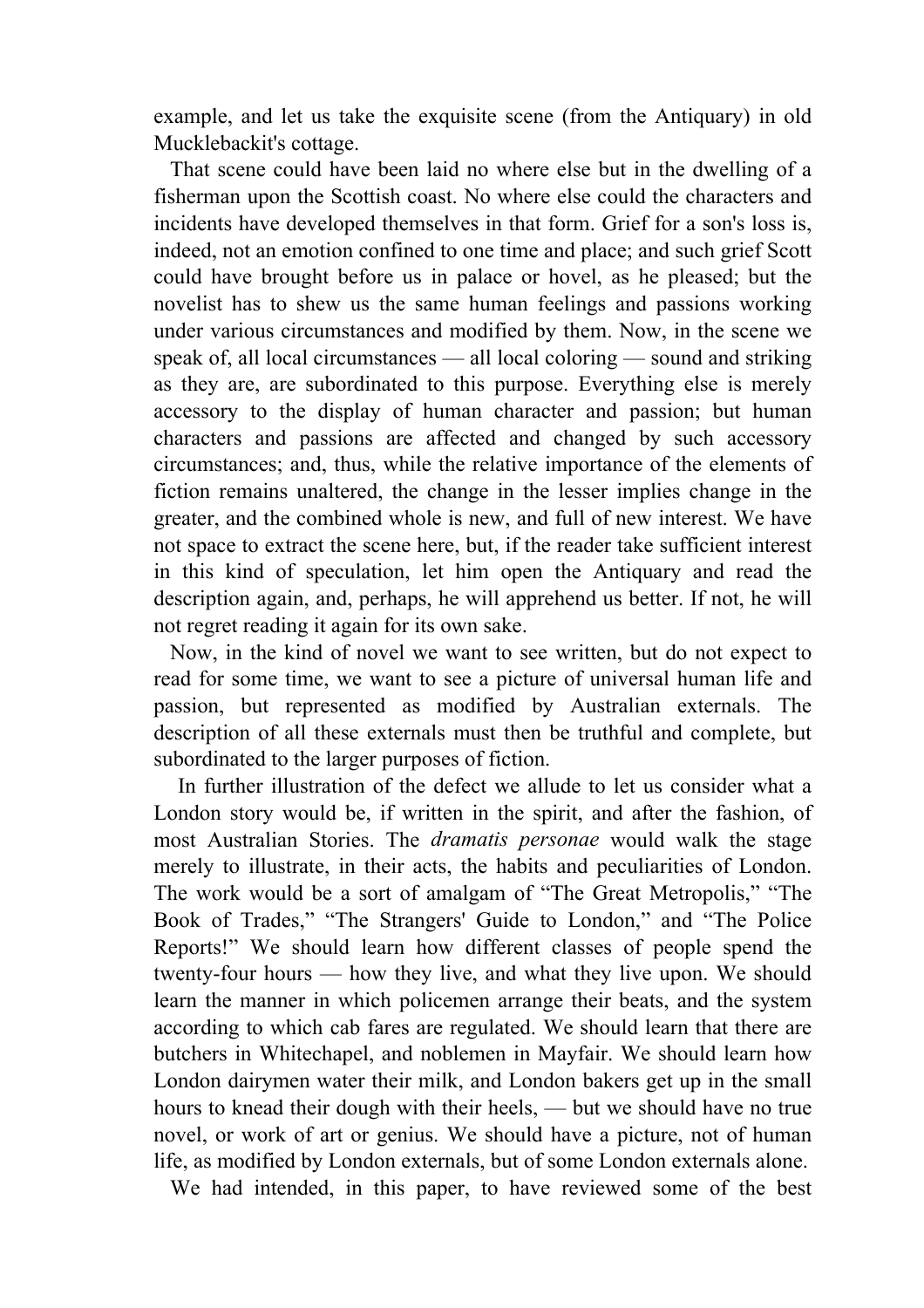example, and let us take the exquisite scene (from the Antiquary) in old Mucklebackit's cottage.

That scene could have been laid no where else but in the dwelling of a fisherman upon the Scottish coast. No where else could the characters and incidents have developed themselves in that form. Grief for a son's loss is, indeed, not an emotion confined to one time and place; and such grief Scott could have brought before us in palace or hovel, as he pleased; but the novelist has to shew us the same human feelings and passions working under various circumstances and modified by them. Now, in the scene we speak of, all local circumstances — all local coloring — sound and striking as they are, are subordinated to this purpose. Everything else is merely accessory to the display of human character and passion; but human characters and passions are affected and changed by such accessory circumstances; and, thus, while the relative importance of the elements of fiction remains unaltered, the change in the lesser implies change in the greater, and the combined whole is new, and full of new interest. We have not space to extract the scene here, but, if the reader take sufficient interest in this kind of speculation, let him open the Antiquary and read the description again, and, perhaps, he will apprehend us better. If not, he will not regret reading it again for its own sake.

Now, in the kind of novel we want to see written, but do not expect to read for some time, we want to see a picture of universal human life and passion, but represented as modified by Australian externals. The description of all these externals must then be truthful and complete, but subordinated to the larger purposes of fiction.

In further illustration of the defect we allude to let us consider what a London story would be, if written in the spirit, and after the fashion, of most Australian Stories. The *dramatis personae* would walk the stage merely to illustrate, in their acts, the habits and peculiarities of London. The work would be a sort of amalgam of “The Great Metropolis,” “The Book of Trades,” “The Strangers' Guide to London,” and “The Police Reports!” We should learn how different classes of people spend the twenty-four hours — how they live, and what they live upon. We should learn the manner in which policemen arrange their beats, and the system according to which cab fares are regulated. We should learn that there are butchers in Whitechapel, and noblemen in Mayfair. We should learn how London dairymen water their milk, and London bakers get up in the small hours to knead their dough with their heels, — but we should have no true novel, or work of art or genius. We should have a picture, not of human life, as modified by London externals, but of some London externals alone.

We had intended, in this paper, to have reviewed some of the best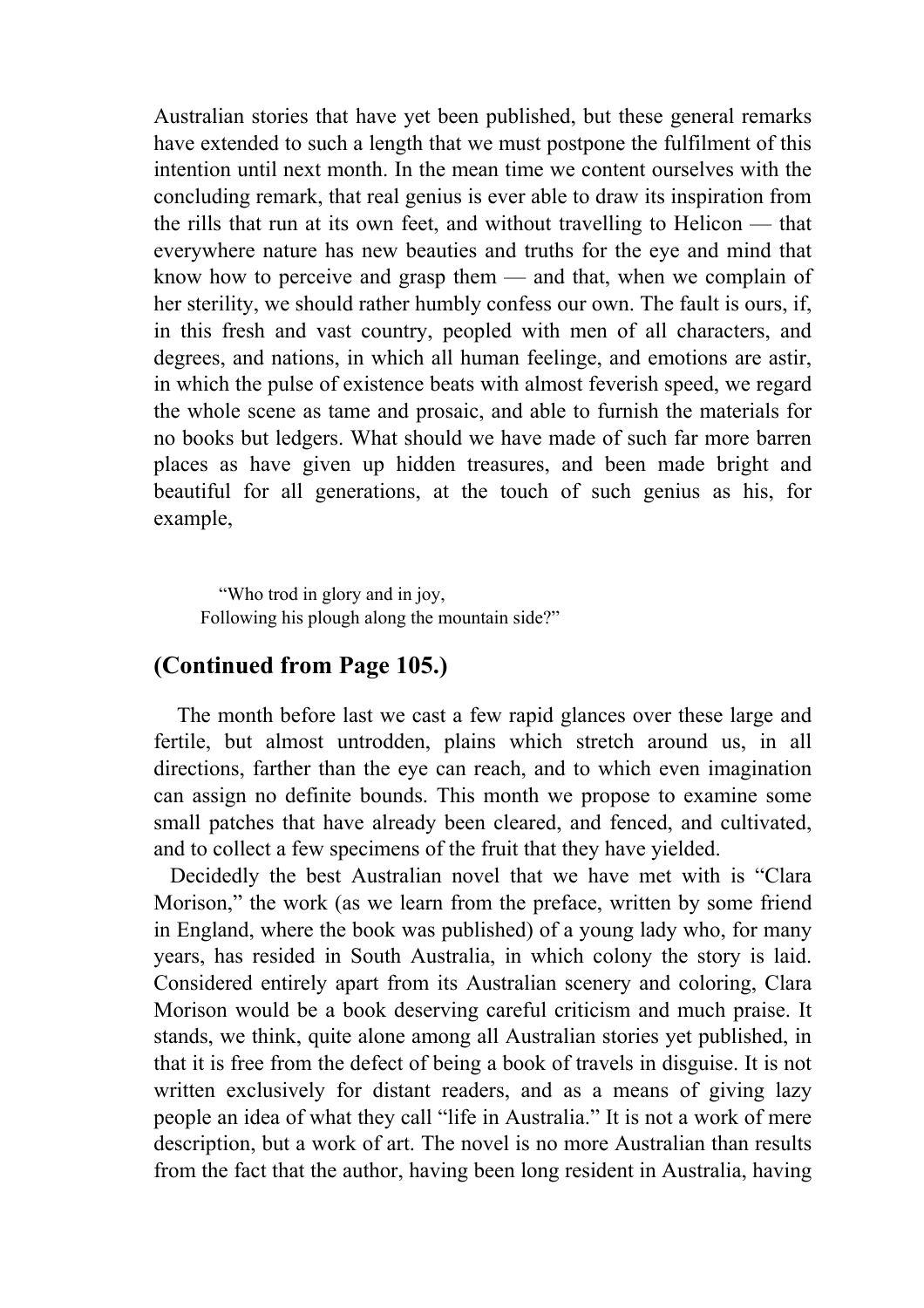Australian stories that have yet been published, but these general remarks have extended to such a length that we must postpone the fulfilment of this intention until next month. In the mean time we content ourselves with the concluding remark, that real genius is ever able to draw its inspiration from the rills that run at its own feet, and without travelling to Helicon — that everywhere nature has new beauties and truths for the eye and mind that know how to perceive and grasp them — and that, when we complain of her sterility, we should rather humbly confess our own. The fault is ours, if, in this fresh and vast country, peopled with men of all characters, and degrees, and nations, in which all human feelinge, and emotions are astir, in which the pulse of existence beats with almost feverish speed, we regard the whole scene as tame and prosaic, and able to furnish the materials for no books but ledgers. What should we have made of such far more barren places as have given up hidden treasures, and been made bright and beautiful for all generations, at the touch of such genius as his, for example,

> "Who trod in glory and in joy,
> Following his plough along the mountain side?"

## (Continued from Page 105.)

The month before last we cast a few rapid glances over these large and fertile, but almost untrodden, plains which stretch around us, in all directions, farther than the eye can reach, and to which even imagination can assign no definite bounds. This month we propose to examine some small patches that have already been cleared, and fenced, and cultivated, and to collect a few specimens of the fruit that they have yielded.

Decidedly the best Australian novel that we have met with is "Clara Morison," the work (as we learn from the preface, written by some friend in England, where the book was published) of a young lady who, for many years, has resided in South Australia, in which colony the story is laid. Considered entirely apart from its Australian scenery and coloring, Clara Morison would be a book deserving careful criticism and much praise. It stands, we think, quite alone among all Australian stories yet published, in that it is free from the defect of being a book of travels in disguise. It is not written exclusively for distant readers, and as a means of giving lazy people an idea of what they call "life in Australia." It is not a work of mere description, but a work of art. The novel is no more Australian than results from the fact that the author, having been long resident in Australia, having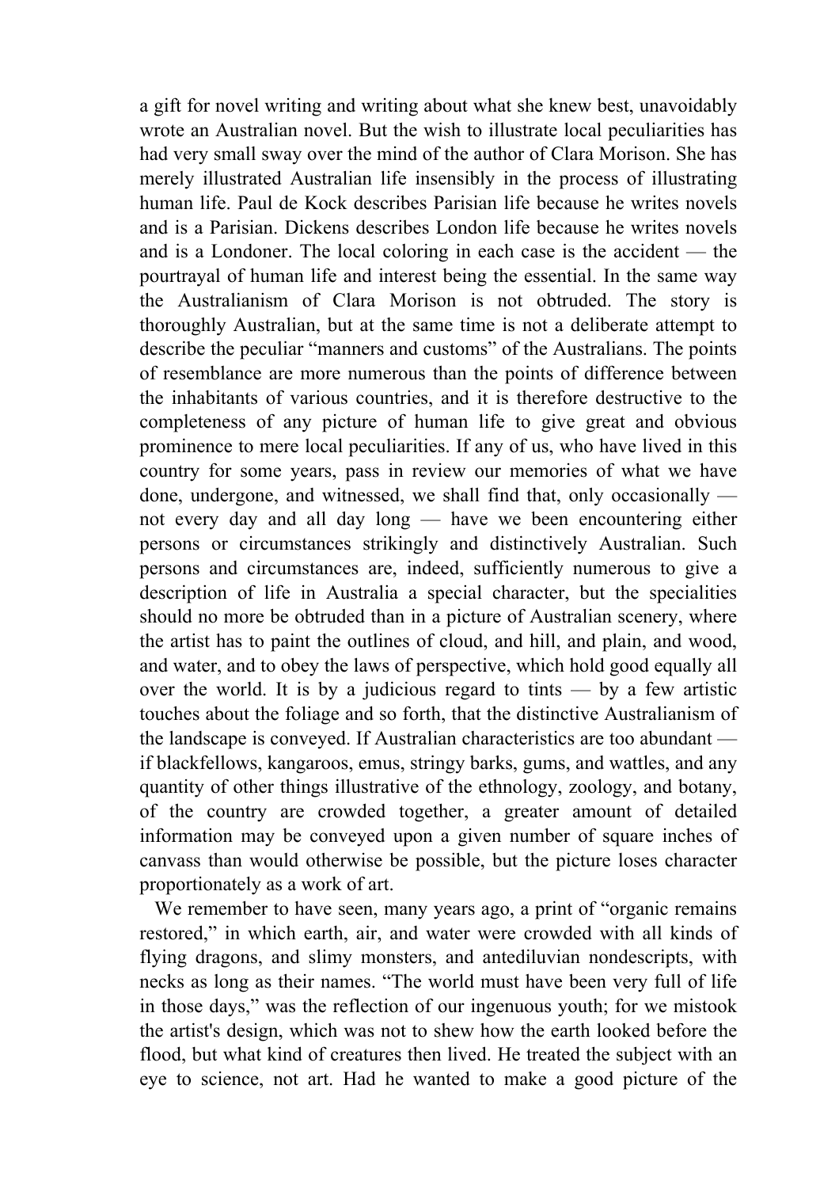a gift for novel writing and writing about what she knew best, unavoidably wrote an Australian novel. But the wish to illustrate local peculiarities has had very small sway over the mind of the author of Clara Morison. She has merely illustrated Australian life insensibly in the process of illustrating human life. Paul de Kock describes Parisian life because he writes novels and is a Parisian. Dickens describes London life because he writes novels and is a Londoner. The local coloring in each case is the accident — the pourtrayal of human life and interest being the essential. In the same way the Australianism of Clara Morison is not obtruded. The story is thoroughly Australian, but at the same time is not a deliberate attempt to describe the peculiar "manners and customs" of the Australians. The points of resemblance are more numerous than the points of difference between the inhabitants of various countries, and it is therefore destructive to the completeness of any picture of human life to give great and obvious prominence to mere local peculiarities. If any of us, who have lived in this country for some years, pass in review our memories of what we have done, undergone, and witnessed, we shall find that, only occasionally — not every day and all day long — have we been encountering either persons or circumstances strikingly and distinctively Australian. Such persons and circumstances are, indeed, sufficiently numerous to give a description of life in Australia a special character, but the specialities should no more be obtruded than in a picture of Australian scenery, where the artist has to paint the outlines of cloud, and hill, and plain, and wood, and water, and to obey the laws of perspective, which hold good equally all over the world. It is by a judicious regard to tints — by a few artistic touches about the foliage and so forth, that the distinctive Australianism of the landscape is conveyed. If Australian characteristics are too abundant — if blackfellows, kangaroos, emus, stringy barks, gums, and wattles, and any quantity of other things illustrative of the ethnology, zoology, and botany, of the country are crowded together, a greater amount of detailed information may be conveyed upon a given number of square inches of canvass than would otherwise be possible, but the picture loses character proportionately as a work of art.

We remember to have seen, many years ago, a print of "organic remains restored," in which earth, air, and water were crowded with all kinds of flying dragons, and slimy monsters, and antediluvian nondescripts, with necks as long as their names. "The world must have been very full of life in those days," was the reflection of our ingenuous youth; for we mistook the artist's design, which was not to shew how the earth looked before the flood, but what kind of creatures then lived. He treated the subject with an eye to science, not art. Had he wanted to make a good picture of the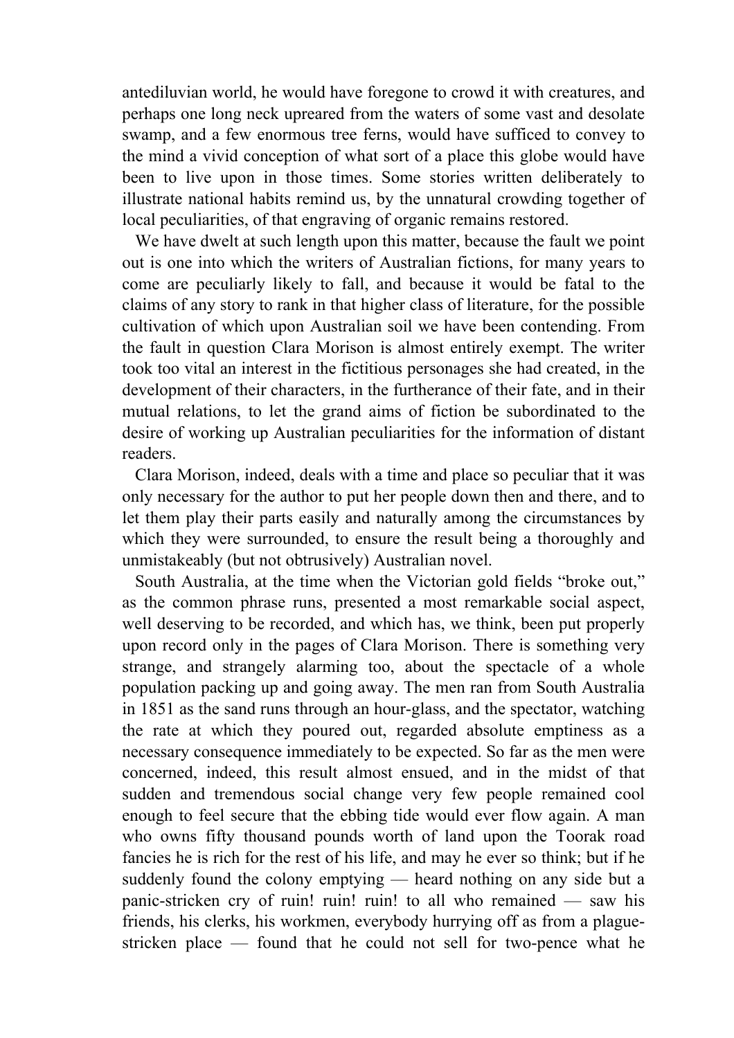antediluvian world, he would have foregone to crowd it with creatures, and perhaps one long neck upreared from the waters of some vast and desolate swamp, and a few enormous tree ferns, would have sufficed to convey to the mind a vivid conception of what sort of a place this globe would have been to live upon in those times. Some stories written deliberately to illustrate national habits remind us, by the unnatural crowding together of local peculiarities, of that engraving of organic remains restored.

We have dwelt at such length upon this matter, because the fault we point out is one into which the writers of Australian fictions, for many years to come are peculiarly likely to fall, and because it would be fatal to the claims of any story to rank in that higher class of literature, for the possible cultivation of which upon Australian soil we have been contending. From the fault in question Clara Morison is almost entirely exempt. The writer took too vital an interest in the fictitious personages she had created, in the development of their characters, in the furtherance of their fate, and in their mutual relations, to let the grand aims of fiction be subordinated to the desire of working up Australian peculiarities for the information of distant readers.

Clara Morison, indeed, deals with a time and place so peculiar that it was only necessary for the author to put her people down then and there, and to let them play their parts easily and naturally among the circumstances by which they were surrounded, to ensure the result being a thoroughly and unmistakeably (but not obtrusively) Australian novel.

South Australia, at the time when the Victorian gold fields "broke out," as the common phrase runs, presented a most remarkable social aspect, well deserving to be recorded, and which has, we think, been put properly upon record only in the pages of Clara Morison. There is something very strange, and strangely alarming too, about the spectacle of a whole population packing up and going away. The men ran from South Australia in 1851 as the sand runs through an hour-glass, and the spectator, watching the rate at which they poured out, regarded absolute emptiness as a necessary consequence immediately to be expected. So far as the men were concerned, indeed, this result almost ensued, and in the midst of that sudden and tremendous social change very few people remained cool enough to feel secure that the ebbing tide would ever flow again. A man who owns fifty thousand pounds worth of land upon the Toorak road fancies he is rich for the rest of his life, and may he ever so think; but if he suddenly found the colony emptying — heard nothing on any side but a panic-stricken cry of ruin! ruin! ruin! to all who remained — saw his friends, his clerks, his workmen, everybody hurrying off as from a plague-stricken place — found that he could not sell for two-pence what he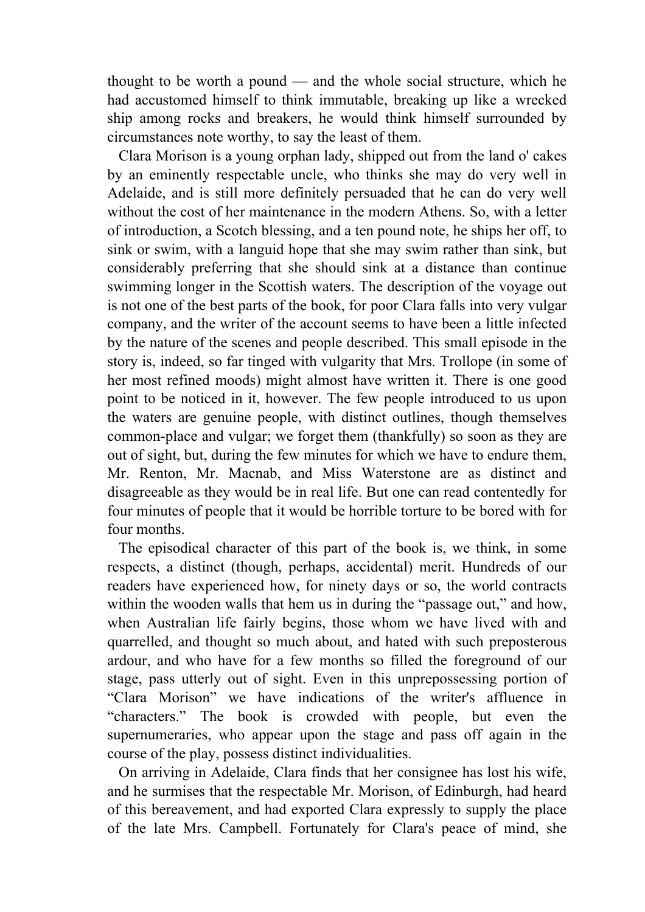thought to be worth a pound — and the whole social structure, which he had accustomed himself to think immutable, breaking up like a wrecked ship among rocks and breakers, he would think himself surrounded by circumstances note worthy, to say the least of them.

Clara Morison is a young orphan lady, shipped out from the land o' cakes by an eminently respectable uncle, who thinks she may do very well in Adelaide, and is still more definitely persuaded that he can do very well without the cost of her maintenance in the modern Athens. So, with a letter of introduction, a Scotch blessing, and a ten pound note, he ships her off, to sink or swim, with a languid hope that she may swim rather than sink, but considerably preferring that she should sink at a distance than continue swimming longer in the Scottish waters. The description of the voyage out is not one of the best parts of the book, for poor Clara falls into very vulgar company, and the writer of the account seems to have been a little infected by the nature of the scenes and people described. This small episode in the story is, indeed, so far tinged with vulgarity that Mrs. Trollope (in some of her most refined moods) might almost have written it. There is one good point to be noticed in it, however. The few people introduced to us upon the waters are genuine people, with distinct outlines, though themselves common-place and vulgar; we forget them (thankfully) so soon as they are out of sight, but, during the few minutes for which we have to endure them, Mr. Renton, Mr. Macnab, and Miss Waterstone are as distinct and disagreeable as they would be in real life. But one can read contentedly for four minutes of people that it would be horrible torture to be bored with for four months.

The episodical character of this part of the book is, we think, in some respects, a distinct (though, perhaps, accidental) merit. Hundreds of our readers have experienced how, for ninety days or so, the world contracts within the wooden walls that hem us in during the "passage out," and how, when Australian life fairly begins, those whom we have lived with and quarrelled, and thought so much about, and hated with such preposterous ardour, and who have for a few months so filled the foreground of our stage, pass utterly out of sight. Even in this unprepossessing portion of "Clara Morison" we have indications of the writer's affluence in "characters." The book is crowded with people, but even the supernumeraries, who appear upon the stage and pass off again in the course of the play, possess distinct individualities.

On arriving in Adelaide, Clara finds that her consignee has lost his wife, and he surmises that the respectable Mr. Morison, of Edinburgh, had heard of this bereavement, and had exported Clara expressly to supply the place of the late Mrs. Campbell. Fortunately for Clara's peace of mind, she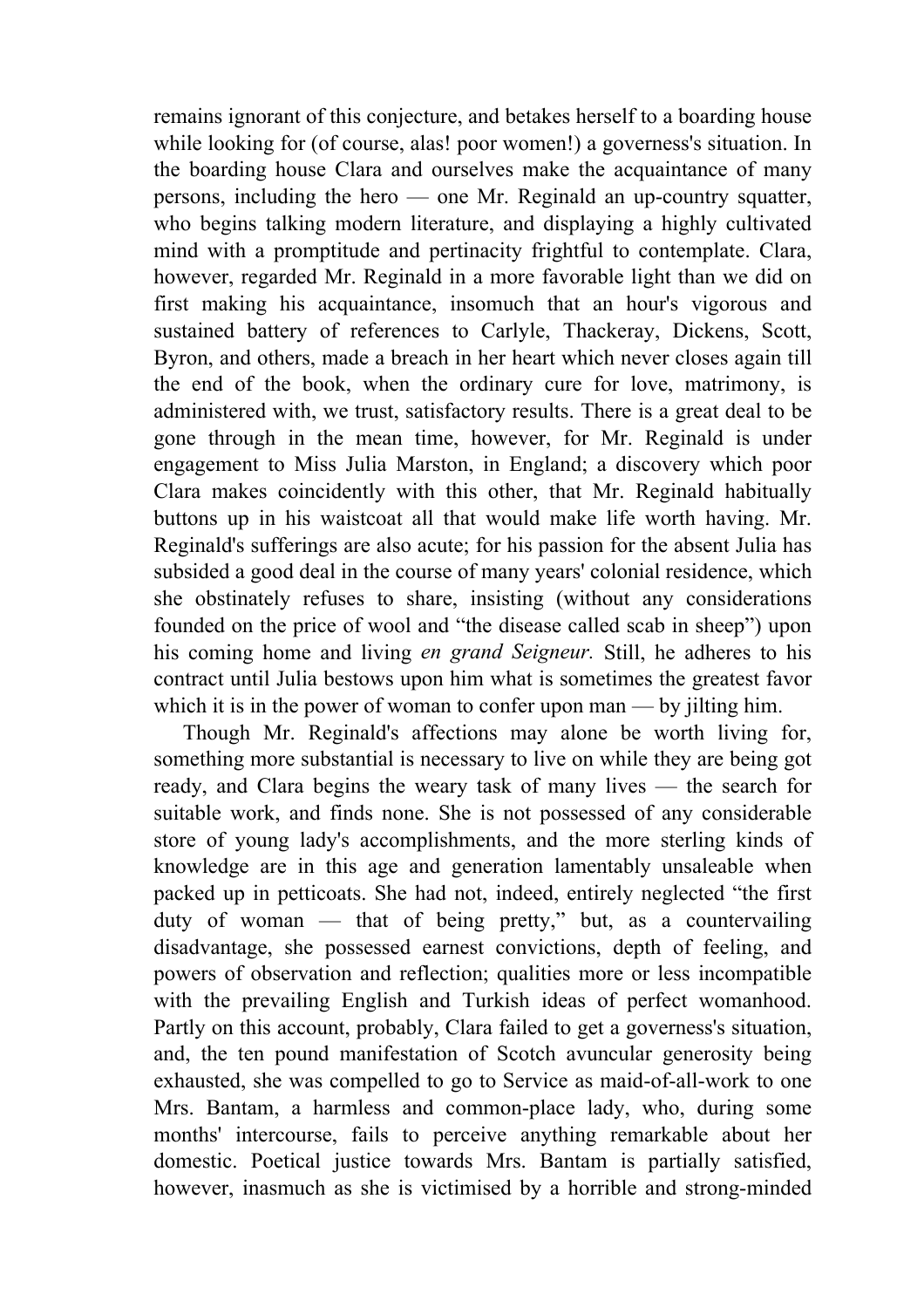remains ignorant of this conjecture, and betakes herself to a boarding house while looking for (of course, alas! poor women!) a governess's situation. In the boarding house Clara and ourselves make the acquaintance of many persons, including the hero — one Mr. Reginald an up-country squatter, who begins talking modern literature, and displaying a highly cultivated mind with a promptitude and pertinacity frightful to contemplate. Clara, however, regarded Mr. Reginald in a more favorable light than we did on first making his acquaintance, insomuch that an hour's vigorous and sustained battery of references to Carlyle, Thackeray, Dickens, Scott, Byron, and others, made a breach in her heart which never closes again till the end of the book, when the ordinary cure for love, matrimony, is administered with, we trust, satisfactory results. There is a great deal to be gone through in the mean time, however, for Mr. Reginald is under engagement to Miss Julia Marston, in England; a discovery which poor Clara makes coincidently with this other, that Mr. Reginald habitually buttons up in his waistcoat all that would make life worth having. Mr. Reginald's sufferings are also acute; for his passion for the absent Julia has subsided a good deal in the course of many years' colonial residence, which she obstinately refuses to share, insisting (without any considerations founded on the price of wool and "the disease called scab in sheep") upon his coming home and living *en grand Seigneur.* Still, he adheres to his contract until Julia bestows upon him what is sometimes the greatest favor which it is in the power of woman to confer upon man — by jilting him.

Though Mr. Reginald's affections may alone be worth living for, something more substantial is necessary to live on while they are being got ready, and Clara begins the weary task of many lives — the search for suitable work, and finds none. She is not possessed of any considerable store of young lady's accomplishments, and the more sterling kinds of knowledge are in this age and generation lamentably unsaleable when packed up in petticoats. She had not, indeed, entirely neglected "the first duty of woman — that of being pretty," but, as a countervailing disadvantage, she possessed earnest convictions, depth of feeling, and powers of observation and reflection; qualities more or less incompatible with the prevailing English and Turkish ideas of perfect womanhood. Partly on this account, probably, Clara failed to get a governess's situation, and, the ten pound manifestation of Scotch avuncular generosity being exhausted, she was compelled to go to Service as maid-of-all-work to one Mrs. Bantam, a harmless and common-place lady, who, during some months' intercourse, fails to perceive anything remarkable about her domestic. Poetical justice towards Mrs. Bantam is partially satisfied, however, inasmuch as she is victimised by a horrible and strong-minded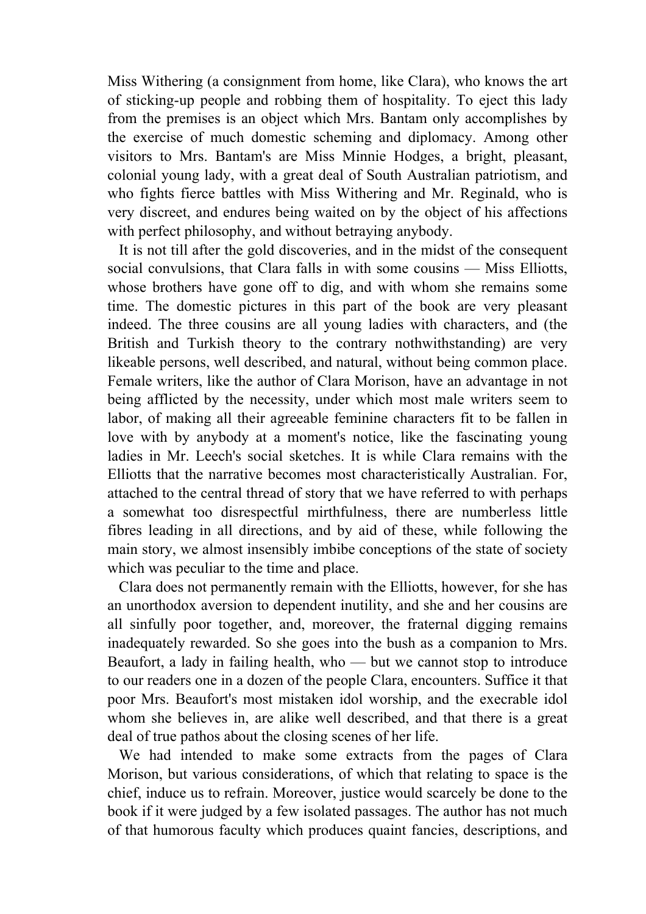Miss Withering (a consignment from home, like Clara), who knows the art of sticking-up people and robbing them of hospitality. To eject this lady from the premises is an object which Mrs. Bantam only accomplishes by the exercise of much domestic scheming and diplomacy. Among other visitors to Mrs. Bantam's are Miss Minnie Hodges, a bright, pleasant, colonial young lady, with a great deal of South Australian patriotism, and who fights fierce battles with Miss Withering and Mr. Reginald, who is very discreet, and endures being waited on by the object of his affections with perfect philosophy, and without betraying anybody.

It is not till after the gold discoveries, and in the midst of the consequent social convulsions, that Clara falls in with some cousins — Miss Elliotts, whose brothers have gone off to dig, and with whom she remains some time. The domestic pictures in this part of the book are very pleasant indeed. The three cousins are all young ladies with characters, and (the British and Turkish theory to the contrary nothwithstanding) are very likeable persons, well described, and natural, without being common place. Female writers, like the author of Clara Morison, have an advantage in not being afflicted by the necessity, under which most male writers seem to labor, of making all their agreeable feminine characters fit to be fallen in love with by anybody at a moment's notice, like the fascinating young ladies in Mr. Leech's social sketches. It is while Clara remains with the Elliotts that the narrative becomes most characteristically Australian. For, attached to the central thread of story that we have referred to with perhaps a somewhat too disrespectful mirthfulness, there are numberless little fibres leading in all directions, and by aid of these, while following the main story, we almost insensibly imbibe conceptions of the state of society which was peculiar to the time and place.

Clara does not permanently remain with the Elliotts, however, for she has an unorthodox aversion to dependent inutility, and she and her cousins are all sinfully poor together, and, moreover, the fraternal digging remains inadequately rewarded. So she goes into the bush as a companion to Mrs. Beaufort, a lady in failing health, who — but we cannot stop to introduce to our readers one in a dozen of the people Clara, encounters. Suffice it that poor Mrs. Beaufort's most mistaken idol worship, and the execrable idol whom she believes in, are alike well described, and that there is a great deal of true pathos about the closing scenes of her life.

We had intended to make some extracts from the pages of Clara Morison, but various considerations, of which that relating to space is the chief, induce us to refrain. Moreover, justice would scarcely be done to the book if it were judged by a few isolated passages. The author has not much of that humorous faculty which produces quaint fancies, descriptions, and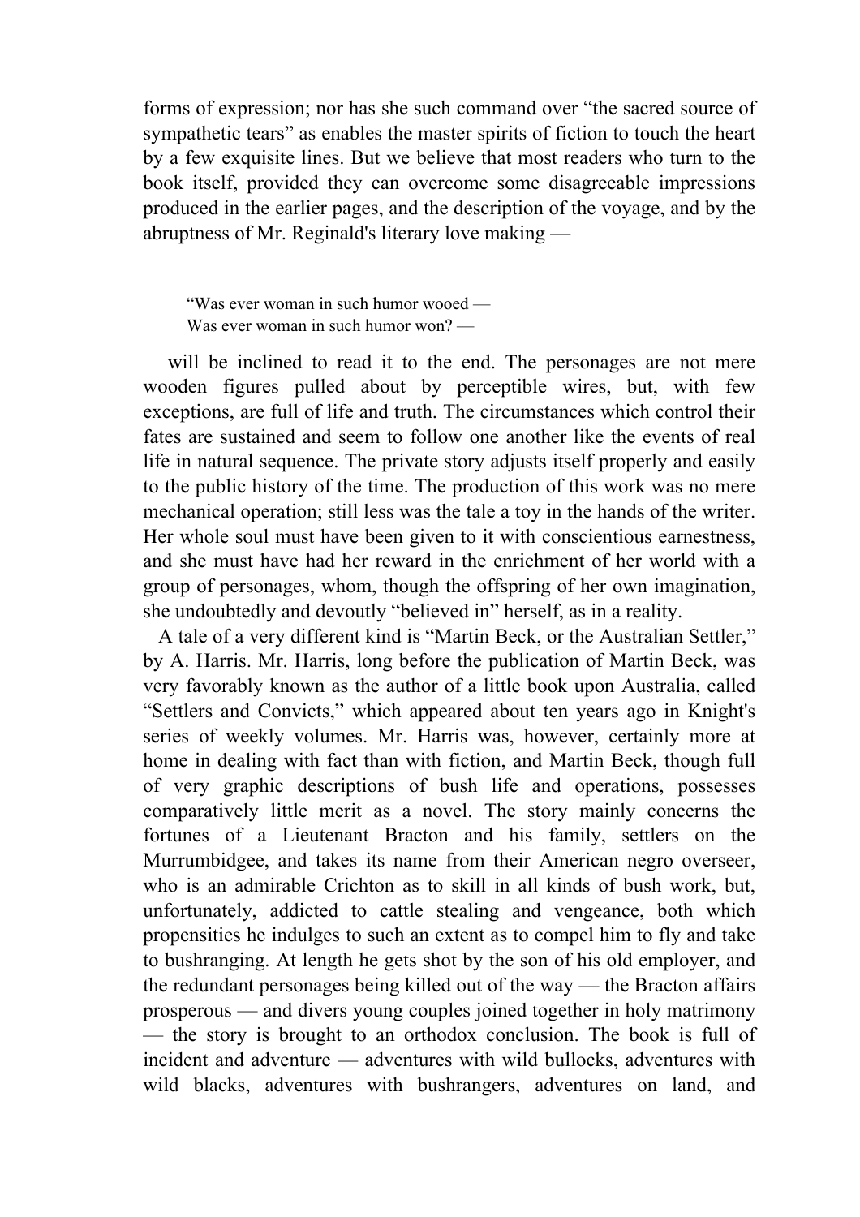forms of expression; nor has she such command over "the sacred source of sympathetic tears" as enables the master spirits of fiction to touch the heart by a few exquisite lines. But we believe that most readers who turn to the book itself, provided they can overcome some disagreeable impressions produced in the earlier pages, and the description of the voyage, and by the abruptness of Mr. Reginald's literary love making —

> "Was ever woman in such humor wooed —
> Was ever woman in such humor won? —

will be inclined to read it to the end. The personages are not mere wooden figures pulled about by perceptible wires, but, with few exceptions, are full of life and truth. The circumstances which control their fates are sustained and seem to follow one another like the events of real life in natural sequence. The private story adjusts itself properly and easily to the public history of the time. The production of this work was no mere mechanical operation; still less was the tale a toy in the hands of the writer. Her whole soul must have been given to it with conscientious earnestness, and she must have had her reward in the enrichment of her world with a group of personages, whom, though the offspring of her own imagination, she undoubtedly and devoutly "believed in" herself, as in a reality.

A tale of a very different kind is "Martin Beck, or the Australian Settler," by A. Harris. Mr. Harris, long before the publication of Martin Beck, was very favorably known as the author of a little book upon Australia, called "Settlers and Convicts," which appeared about ten years ago in Knight's series of weekly volumes. Mr. Harris was, however, certainly more at home in dealing with fact than with fiction, and Martin Beck, though full of very graphic descriptions of bush life and operations, possesses comparatively little merit as a novel. The story mainly concerns the fortunes of a Lieutenant Bracton and his family, settlers on the Murrumbidgee, and takes its name from their American negro overseer, who is an admirable Crichton as to skill in all kinds of bush work, but, unfortunately, addicted to cattle stealing and vengeance, both which propensities he indulges to such an extent as to compel him to fly and take to bushranging. At length he gets shot by the son of his old employer, and the redundant personages being killed out of the way — the Bracton affairs prosperous — and divers young couples joined together in holy matrimony — the story is brought to an orthodox conclusion. The book is full of incident and adventure — adventures with wild bullocks, adventures with wild blacks, adventures with bushrangers, adventures on land, and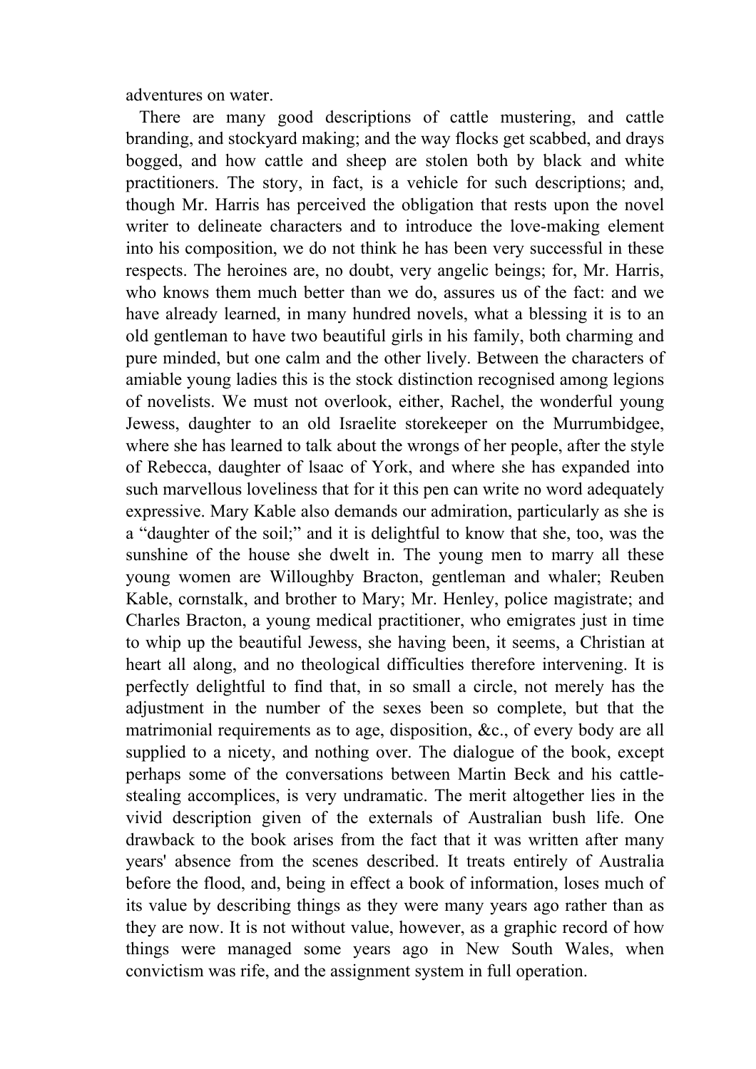adventures on water.

There are many good descriptions of cattle mustering, and cattle branding, and stockyard making; and the way flocks get scabbed, and drays bogged, and how cattle and sheep are stolen both by black and white practitioners. The story, in fact, is a vehicle for such descriptions; and, though Mr. Harris has perceived the obligation that rests upon the novel writer to delineate characters and to introduce the love-making element into his composition, we do not think he has been very successful in these respects. The heroines are, no doubt, very angelic beings; for, Mr. Harris, who knows them much better than we do, assures us of the fact: and we have already learned, in many hundred novels, what a blessing it is to an old gentleman to have two beautiful girls in his family, both charming and pure minded, but one calm and the other lively. Between the characters of amiable young ladies this is the stock distinction recognised among legions of novelists. We must not overlook, either, Rachel, the wonderful young Jewess, daughter to an old Israelite storekeeper on the Murrumbidgee, where she has learned to talk about the wrongs of her people, after the style of Rebecca, daughter of lsaac of York, and where she has expanded into such marvellous loveliness that for it this pen can write no word adequately expressive. Mary Kable also demands our admiration, particularly as she is a "daughter of the soil;" and it is delightful to know that she, too, was the sunshine of the house she dwelt in. The young men to marry all these young women are Willoughby Bracton, gentleman and whaler; Reuben Kable, cornstalk, and brother to Mary; Mr. Henley, police magistrate; and Charles Bracton, a young medical practitioner, who emigrates just in time to whip up the beautiful Jewess, she having been, it seems, a Christian at heart all along, and no theological difficulties therefore intervening. It is perfectly delightful to find that, in so small a circle, not merely has the adjustment in the number of the sexes been so complete, but that the matrimonial requirements as to age, disposition, &c., of every body are all supplied to a nicety, and nothing over. The dialogue of the book, except perhaps some of the conversations between Martin Beck and his cattle-stealing accomplices, is very undramatic. The merit altogether lies in the vivid description given of the externals of Australian bush life. One drawback to the book arises from the fact that it was written after many years' absence from the scenes described. It treats entirely of Australia before the flood, and, being in effect a book of information, loses much of its value by describing things as they were many years ago rather than as they are now. It is not without value, however, as a graphic record of how things were managed some years ago in New South Wales, when convictism was rife, and the assignment system in full operation.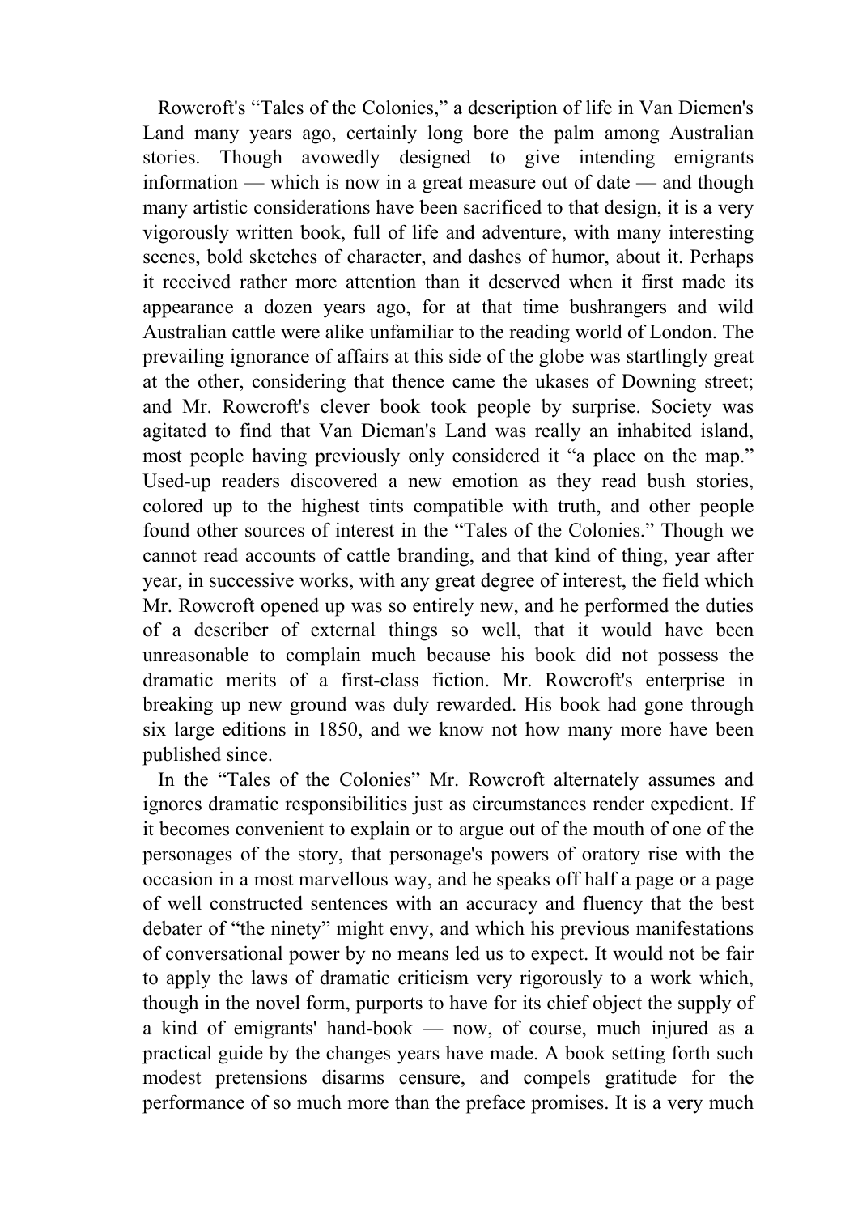Rowcroft's “Tales of the Colonies,” a description of life in Van Diemen's Land many years ago, certainly long bore the palm among Australian stories. Though avowedly designed to give intending emigrants information — which is now in a great measure out of date — and though many artistic considerations have been sacrificed to that design, it is a very vigorously written book, full of life and adventure, with many interesting scenes, bold sketches of character, and dashes of humor, about it. Perhaps it received rather more attention than it deserved when it first made its appearance a dozen years ago, for at that time bushrangers and wild Australian cattle were alike unfamiliar to the reading world of London. The prevailing ignorance of affairs at this side of the globe was startlingly great at the other, considering that thence came the ukases of Downing street; and Mr. Rowcroft's clever book took people by surprise. Society was agitated to find that Van Dieman's Land was really an inhabited island, most people having previously only considered it “a place on the map.” Used-up readers discovered a new emotion as they read bush stories, colored up to the highest tints compatible with truth, and other people found other sources of interest in the “Tales of the Colonies.” Though we cannot read accounts of cattle branding, and that kind of thing, year after year, in successive works, with any great degree of interest, the field which Mr. Rowcroft opened up was so entirely new, and he performed the duties of a describer of external things so well, that it would have been unreasonable to complain much because his book did not possess the dramatic merits of a first-class fiction. Mr. Rowcroft's enterprise in breaking up new ground was duly rewarded. His book had gone through six large editions in 1850, and we know not how many more have been published since.

In the “Tales of the Colonies” Mr. Rowcroft alternately assumes and ignores dramatic responsibilities just as circumstances render expedient. If it becomes convenient to explain or to argue out of the mouth of one of the personages of the story, that personage's powers of oratory rise with the occasion in a most marvellous way, and he speaks off half a page or a page of well constructed sentences with an accuracy and fluency that the best debater of “the ninety” might envy, and which his previous manifestations of conversational power by no means led us to expect. It would not be fair to apply the laws of dramatic criticism very rigorously to a work which, though in the novel form, purports to have for its chief object the supply of a kind of emigrants' hand-book — now, of course, much injured as a practical guide by the changes years have made. A book setting forth such modest pretensions disarms censure, and compels gratitude for the performance of so much more than the preface promises. It is a very much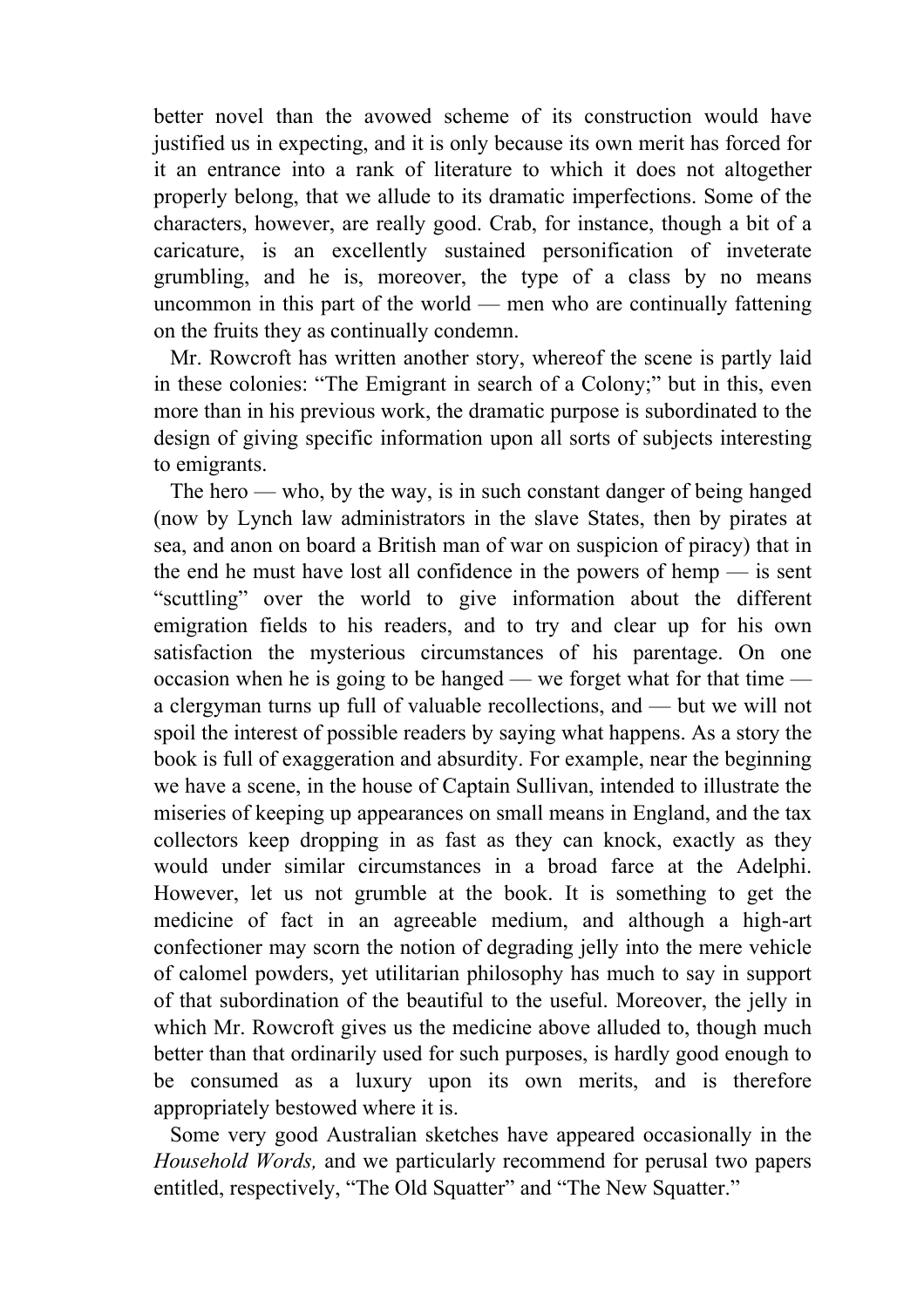better novel than the avowed scheme of its construction would have justified us in expecting, and it is only because its own merit has forced for it an entrance into a rank of literature to which it does not altogether properly belong, that we allude to its dramatic imperfections. Some of the characters, however, are really good. Crab, for instance, though a bit of a caricature, is an excellently sustained personification of inveterate grumbling, and he is, moreover, the type of a class by no means uncommon in this part of the world — men who are continually fattening on the fruits they as continually condemn.

Mr. Rowcroft has written another story, whereof the scene is partly laid in these colonies: "The Emigrant in search of a Colony;" but in this, even more than in his previous work, the dramatic purpose is subordinated to the design of giving specific information upon all sorts of subjects interesting to emigrants.

The hero — who, by the way, is in such constant danger of being hanged (now by Lynch law administrators in the slave States, then by pirates at sea, and anon on board a British man of war on suspicion of piracy) that in the end he must have lost all confidence in the powers of hemp — is sent "scuttling" over the world to give information about the different emigration fields to his readers, and to try and clear up for his own satisfaction the mysterious circumstances of his parentage. On one occasion when he is going to be hanged — we forget what for that time — a clergyman turns up full of valuable recollections, and — but we will not spoil the interest of possible readers by saying what happens. As a story the book is full of exaggeration and absurdity. For example, near the beginning we have a scene, in the house of Captain Sullivan, intended to illustrate the miseries of keeping up appearances on small means in England, and the tax collectors keep dropping in as fast as they can knock, exactly as they would under similar circumstances in a broad farce at the Adelphi. However, let us not grumble at the book. It is something to get the medicine of fact in an agreeable medium, and although a high-art confectioner may scorn the notion of degrading jelly into the mere vehicle of calomel powders, yet utilitarian philosophy has much to say in support of that subordination of the beautiful to the useful. Moreover, the jelly in which Mr. Rowcroft gives us the medicine above alluded to, though much better than that ordinarily used for such purposes, is hardly good enough to be consumed as a luxury upon its own merits, and is therefore appropriately bestowed where it is.

Some very good Australian sketches have appeared occasionally in the *Household Words,* and we particularly recommend for perusal two papers entitled, respectively, "The Old Squatter" and "The New Squatter."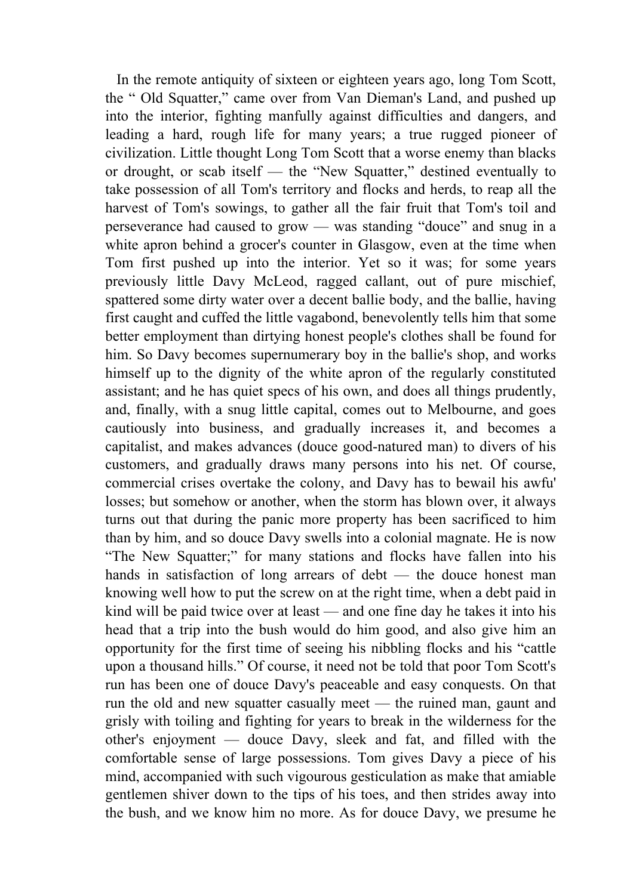In the remote antiquity of sixteen or eighteen years ago, long Tom Scott, the " Old Squatter," came over from Van Dieman's Land, and pushed up into the interior, fighting manfully against difficulties and dangers, and leading a hard, rough life for many years; a true rugged pioneer of civilization. Little thought Long Tom Scott that a worse enemy than blacks or drought, or scab itself — the "New Squatter," destined eventually to take possession of all Tom's territory and flocks and herds, to reap all the harvest of Tom's sowings, to gather all the fair fruit that Tom's toil and perseverance had caused to grow — was standing "douce" and snug in a white apron behind a grocer's counter in Glasgow, even at the time when Tom first pushed up into the interior. Yet so it was; for some years previously little Davy McLeod, ragged callant, out of pure mischief, spattered some dirty water over a decent ballie body, and the ballie, having first caught and cuffed the little vagabond, benevolently tells him that some better employment than dirtying honest people's clothes shall be found for him. So Davy becomes supernumerary boy in the ballie's shop, and works himself up to the dignity of the white apron of the regularly constituted assistant; and he has quiet specs of his own, and does all things prudently, and, finally, with a snug little capital, comes out to Melbourne, and goes cautiously into business, and gradually increases it, and becomes a capitalist, and makes advances (douce good-natured man) to divers of his customers, and gradually draws many persons into his net. Of course, commercial crises overtake the colony, and Davy has to bewail his awfu' losses; but somehow or another, when the storm has blown over, it always turns out that during the panic more property has been sacrificed to him than by him, and so douce Davy swells into a colonial magnate. He is now "The New Squatter;" for many stations and flocks have fallen into his hands in satisfaction of long arrears of debt — the douce honest man knowing well how to put the screw on at the right time, when a debt paid in kind will be paid twice over at least — and one fine day he takes it into his head that a trip into the bush would do him good, and also give him an opportunity for the first time of seeing his nibbling flocks and his "cattle upon a thousand hills." Of course, it need not be told that poor Tom Scott's run has been one of douce Davy's peaceable and easy conquests. On that run the old and new squatter casually meet — the ruined man, gaunt and grisly with toiling and fighting for years to break in the wilderness for the other's enjoyment — douce Davy, sleek and fat, and filled with the comfortable sense of large possessions. Tom gives Davy a piece of his mind, accompanied with such vigourous gesticulation as make that amiable gentlemen shiver down to the tips of his toes, and then strides away into the bush, and we know him no more. As for douce Davy, we presume he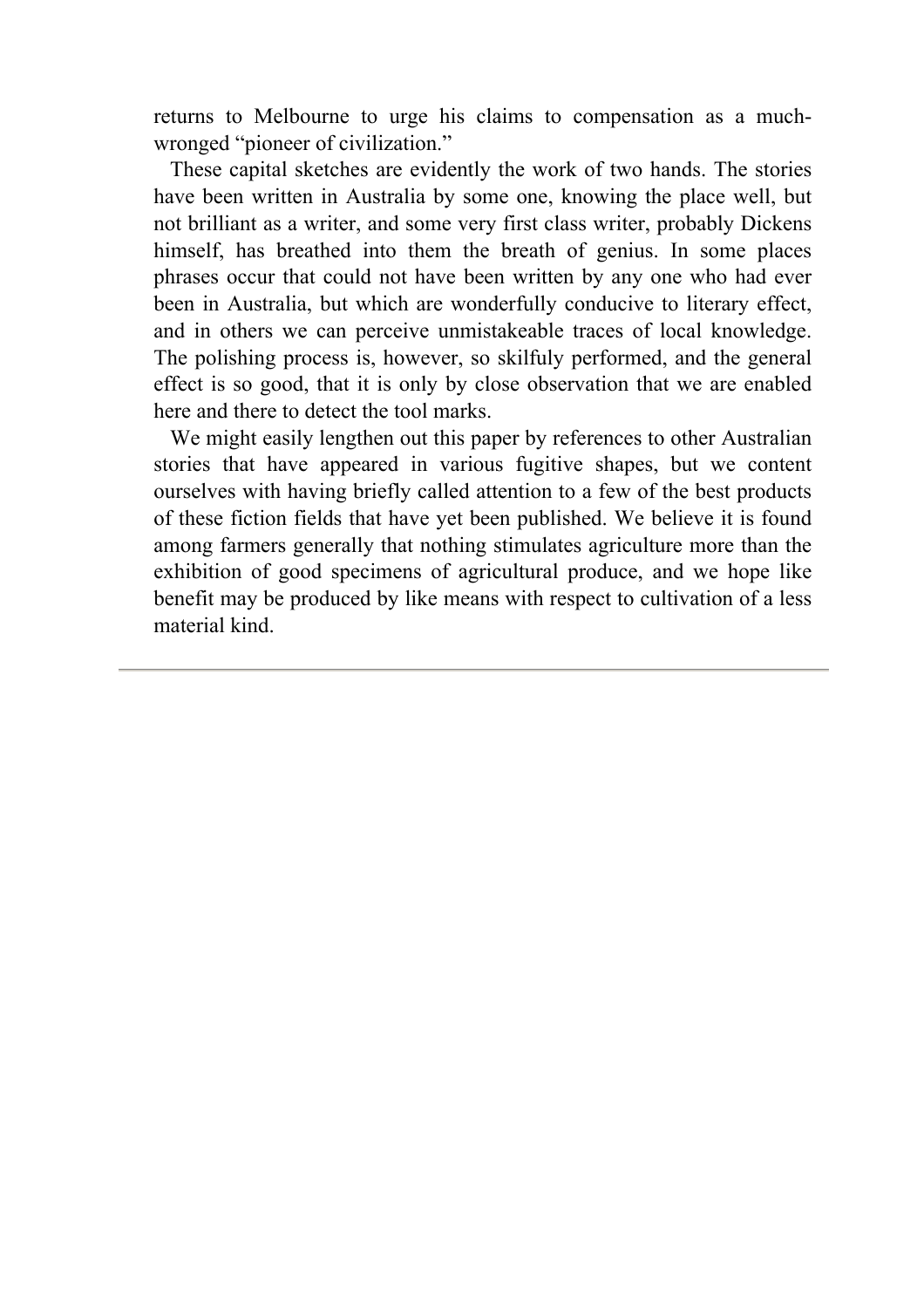returns to Melbourne to urge his claims to compensation as a much-wronged "pioneer of civilization."

These capital sketches are evidently the work of two hands. The stories have been written in Australia by some one, knowing the place well, but not brilliant as a writer, and some very first class writer, probably Dickens himself, has breathed into them the breath of genius. In some places phrases occur that could not have been written by any one who had ever been in Australia, but which are wonderfully conducive to literary effect, and in others we can perceive unmistakeable traces of local knowledge. The polishing process is, however, so skilfuly performed, and the general effect is so good, that it is only by close observation that we are enabled here and there to detect the tool marks.

We might easily lengthen out this paper by references to other Australian stories that have appeared in various fugitive shapes, but we content ourselves with having briefly called attention to a few of the best products of these fiction fields that have yet been published. We believe it is found among farmers generally that nothing stimulates agriculture more than the exhibition of good specimens of agricultural produce, and we hope like benefit may be produced by like means with respect to cultivation of a less material kind.

---